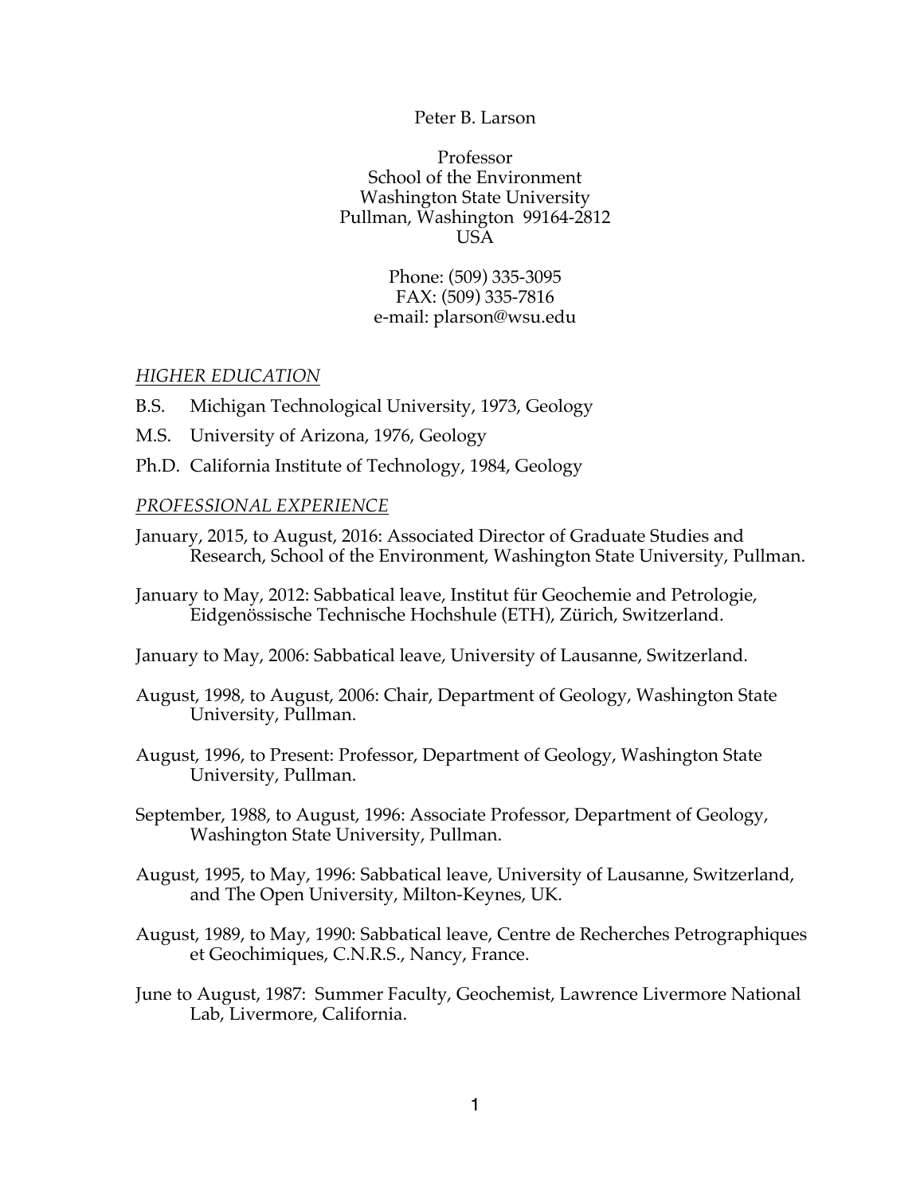Peter B. Larson

Professor
School of the Environment
Washington State University
Pullman, Washington 99164-2812
USA

Phone: (509) 335-3095
FAX: (509) 335-7816
e-mail: plarson@wsu.edu

## *HIGHER EDUCATION*

B.S. Michigan Technological University, 1973, Geology

M.S. University of Arizona, 1976, Geology

Ph.D. California Institute of Technology, 1984, Geology

## *PROFESSIONAL EXPERIENCE*

January, 2015, to August, 2016: Associated Director of Graduate Studies and Research, School of the Environment, Washington State University, Pullman.

January to May, 2012: Sabbatical leave, Institut für Geochemie and Petrologie, Eidgenössische Technische Hochshule (ETH), Zürich, Switzerland.

January to May, 2006: Sabbatical leave, University of Lausanne, Switzerland.

August, 1998, to August, 2006: Chair, Department of Geology, Washington State University, Pullman.

August, 1996, to Present: Professor, Department of Geology, Washington State University, Pullman.

September, 1988, to August, 1996: Associate Professor, Department of Geology, Washington State University, Pullman.

August, 1995, to May, 1996: Sabbatical leave, University of Lausanne, Switzerland, and The Open University, Milton-Keynes, UK.

August, 1989, to May, 1990: Sabbatical leave, Centre de Recherches Petrographiques et Geochimiques, C.N.R.S., Nancy, France.

June to August, 1987: Summer Faculty, Geochemist, Lawrence Livermore National Lab, Livermore, California.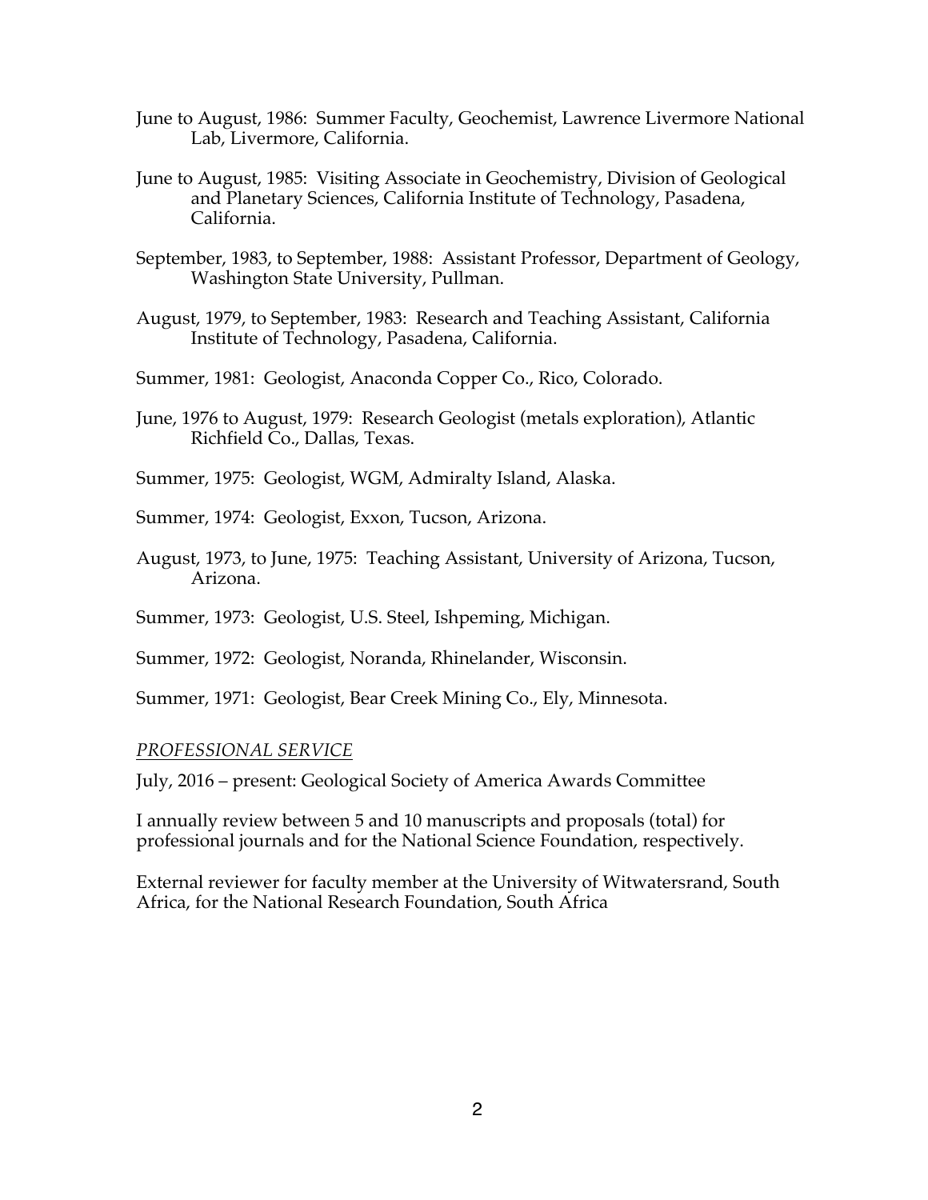June to August, 1986: Summer Faculty, Geochemist, Lawrence Livermore National Lab, Livermore, California.

June to August, 1985: Visiting Associate in Geochemistry, Division of Geological and Planetary Sciences, California Institute of Technology, Pasadena, California.

September, 1983, to September, 1988: Assistant Professor, Department of Geology, Washington State University, Pullman.

August, 1979, to September, 1983: Research and Teaching Assistant, California Institute of Technology, Pasadena, California.

Summer, 1981: Geologist, Anaconda Copper Co., Rico, Colorado.

June, 1976 to August, 1979: Research Geologist (metals exploration), Atlantic Richfield Co., Dallas, Texas.

Summer, 1975: Geologist, WGM, Admiralty Island, Alaska.

Summer, 1974: Geologist, Exxon, Tucson, Arizona.

August, 1973, to June, 1975: Teaching Assistant, University of Arizona, Tucson, Arizona.

Summer, 1973: Geologist, U.S. Steel, Ishpeming, Michigan.

Summer, 1972: Geologist, Noranda, Rhinelander, Wisconsin.

Summer, 1971: Geologist, Bear Creek Mining Co., Ely, Minnesota.

*PROFESSIONAL SERVICE*

July, 2016 – present: Geological Society of America Awards Committee

I annually review between 5 and 10 manuscripts and proposals (total) for professional journals and for the National Science Foundation, respectively.

External reviewer for faculty member at the University of Witwatersrand, South Africa, for the National Research Foundation, South Africa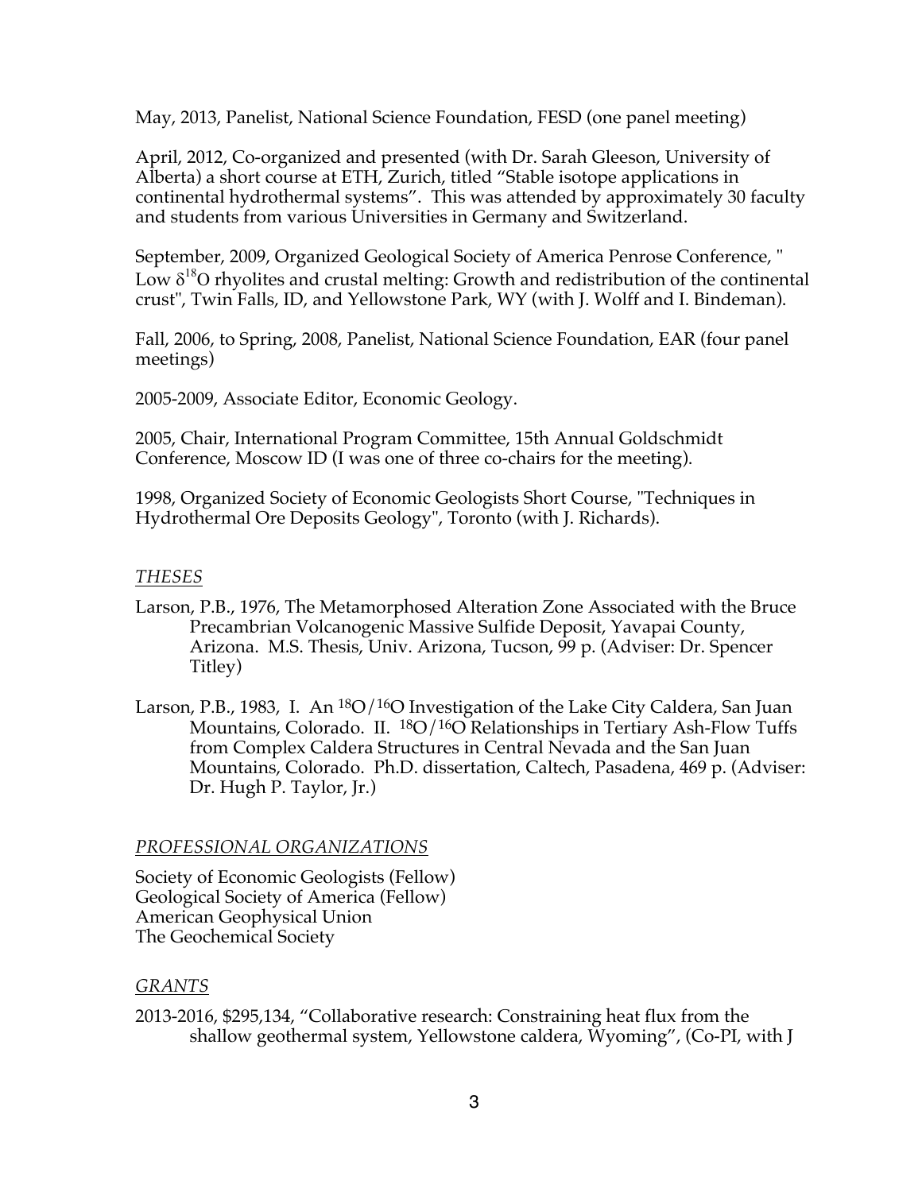May, 2013, Panelist, National Science Foundation, FESD (one panel meeting)

April, 2012, Co-organized and presented (with Dr. Sarah Gleeson, University of Alberta) a short course at ETH, Zurich, titled "Stable isotope applications in continental hydrothermal systems". This was attended by approximately 30 faculty and students from various Universities in Germany and Switzerland.

September, 2009, Organized Geological Society of America Penrose Conference, " Low $\delta^{18}$O rhyolites and crustal melting: Growth and redistribution of the continental crust", Twin Falls, ID, and Yellowstone Park, WY (with J. Wolff and I. Bindeman).

Fall, 2006, to Spring, 2008, Panelist, National Science Foundation, EAR (four panel meetings)

2005-2009, Associate Editor, Economic Geology.

2005, Chair, International Program Committee, 15th Annual Goldschmidt Conference, Moscow ID (I was one of three co-chairs for the meeting).

1998, Organized Society of Economic Geologists Short Course, "Techniques in Hydrothermal Ore Deposits Geology", Toronto (with J. Richards).

## *THESES*

Larson, P.B., 1976, The Metamorphosed Alteration Zone Associated with the Bruce Precambrian Volcanogenic Massive Sulfide Deposit, Yavapai County, Arizona. M.S. Thesis, Univ. Arizona, Tucson, 99 p. (Adviser: Dr. Spencer Titley)

Larson, P.B., 1983, I. An $^{18}O/^{16}O$ Investigation of the Lake City Caldera, San Juan Mountains, Colorado. II. $^{18}O/^{16}O$ Relationships in Tertiary Ash-Flow Tuffs from Complex Caldera Structures in Central Nevada and the San Juan Mountains, Colorado. Ph.D. dissertation, Caltech, Pasadena, 469 p. (Adviser: Dr. Hugh P. Taylor, Jr.)

## *PROFESSIONAL ORGANIZATIONS*

Society of Economic Geologists (Fellow)
Geological Society of America (Fellow)
American Geophysical Union
The Geochemical Society

## *GRANTS*

2013-2016, \$295,134, "Collaborative research: Constraining heat flux from the shallow geothermal system, Yellowstone caldera, Wyoming", (Co-PI, with J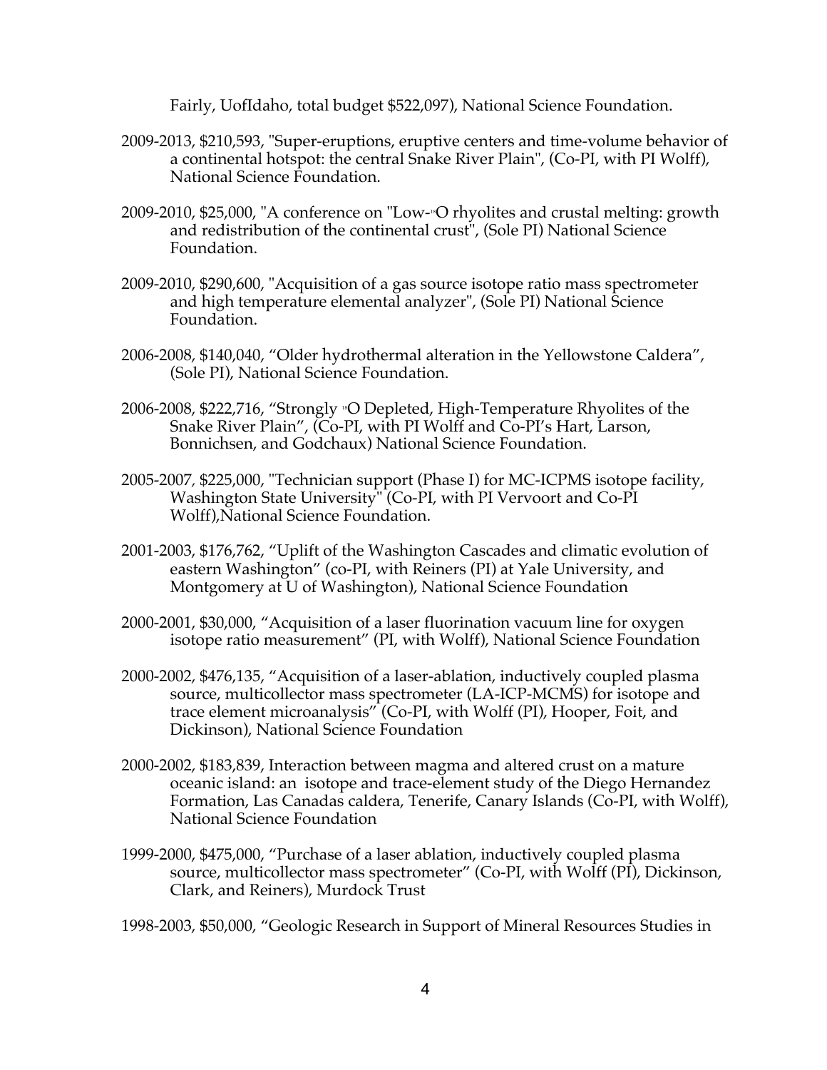Fairly, UofIdaho, total budget $522,097), National Science Foundation.

2009-2013, $210,593, "Super-eruptions, eruptive centers and time-volume behavior of a continental hotspot: the central Snake River Plain", (Co-PI, with PI Wolff), National Science Foundation.

2009-2010, $25,000, "A conference on "Low-$^{18}$O rhyolites and crustal melting: growth and redistribution of the continental crust", (Sole PI) National Science Foundation.

2009-2010, $290,600, "Acquisition of a gas source isotope ratio mass spectrometer and high temperature elemental analyzer", (Sole PI) National Science Foundation.

2006-2008, $140,040, "Older hydrothermal alteration in the Yellowstone Caldera", (Sole PI), National Science Foundation.

2006-2008, $222,716, "Strongly $^{18}$O Depleted, High-Temperature Rhyolites of the Snake River Plain", (Co-PI, with PI Wolff and Co-PI's Hart, Larson, Bonnichsen, and Godchaux) National Science Foundation.

2005-2007, $225,000, "Technician support (Phase I) for MC-ICPMS isotope facility, Washington State University" (Co-PI, with PI Vervoort and Co-PI Wolff),National Science Foundation.

2001-2003, $176,762, "Uplift of the Washington Cascades and climatic evolution of eastern Washington" (co-PI, with Reiners (PI) at Yale University, and Montgomery at U of Washington), National Science Foundation

2000-2001, $30,000, "Acquisition of a laser fluorination vacuum line for oxygen isotope ratio measurement" (PI, with Wolff), National Science Foundation

2000-2002, $476,135, "Acquisition of a laser-ablation, inductively coupled plasma source, multicollector mass spectrometer (LA-ICP-MCMS) for isotope and trace element microanalysis" (Co-PI, with Wolff (PI), Hooper, Foit, and Dickinson), National Science Foundation

2000-2002, $183,839, Interaction between magma and altered crust on a mature oceanic island: an isotope and trace-element study of the Diego Hernandez Formation, Las Canadas caldera, Tenerife, Canary Islands (Co-PI, with Wolff), National Science Foundation

1999-2000, $475,000, "Purchase of a laser ablation, inductively coupled plasma source, multicollector mass spectrometer" (Co-PI, with Wolff (PI), Dickinson, Clark, and Reiners), Murdock Trust

1998-2003, $50,000, "Geologic Research in Support of Mineral Resources Studies in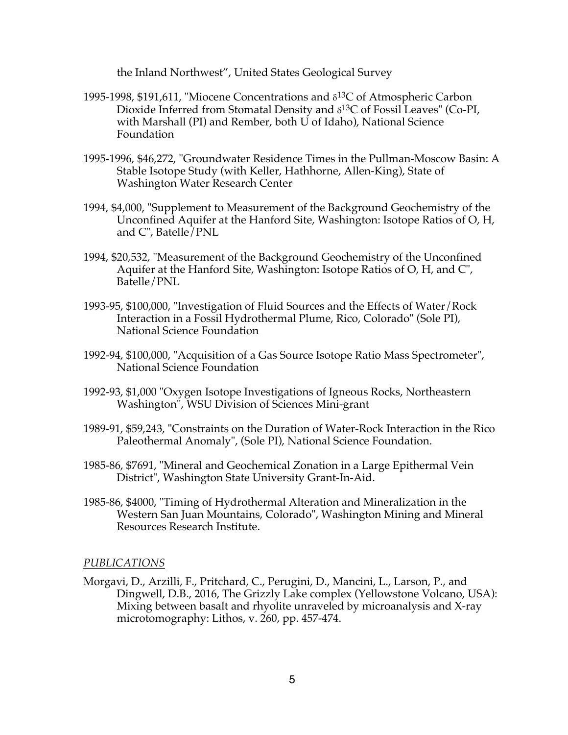the Inland Northwest", United States Geological Survey

1995-1998, \$191,611, "Miocene Concentrations and $\delta^{13}C$ of Atmospheric Carbon Dioxide Inferred from Stomatal Density and $\delta^{13}C$ of Fossil Leaves" (Co-PI, with Marshall (PI) and Rember, both U of Idaho), National Science Foundation

1995-1996, \$46,272, "Groundwater Residence Times in the Pullman-Moscow Basin: A Stable Isotope Study (with Keller, Hathhorne, Allen-King), State of Washington Water Research Center

1994, \$4,000, "Supplement to Measurement of the Background Geochemistry of the Unconfined Aquifer at the Hanford Site, Washington: Isotope Ratios of O, H, and C", Batelle/PNL

1994, \$20,532, "Measurement of the Background Geochemistry of the Unconfined Aquifer at the Hanford Site, Washington: Isotope Ratios of O, H, and C", Batelle/PNL

1993-95, \$100,000, "Investigation of Fluid Sources and the Effects of Water/Rock Interaction in a Fossil Hydrothermal Plume, Rico, Colorado" (Sole PI), National Science Foundation

1992-94, \$100,000, "Acquisition of a Gas Source Isotope Ratio Mass Spectrometer", National Science Foundation

1992-93, \$1,000 "Oxygen Isotope Investigations of Igneous Rocks, Northeastern Washington", WSU Division of Sciences Mini-grant

1989-91, \$59,243, "Constraints on the Duration of Water-Rock Interaction in the Rico Paleothermal Anomaly", (Sole PI), National Science Foundation.

1985-86, \$7691, "Mineral and Geochemical Zonation in a Large Epithermal Vein District", Washington State University Grant-In-Aid.

1985-86, \$4000, "Timing of Hydrothermal Alteration and Mineralization in the Western San Juan Mountains, Colorado", Washington Mining and Mineral Resources Research Institute.

## *PUBLICATIONS*

Morgavi, D., Arzilli, F., Pritchard, C., Perugini, D., Mancini, L., Larson, P., and Dingwell, D.B., 2016, The Grizzly Lake complex (Yellowstone Volcano, USA): Mixing between basalt and rhyolite unraveled by microanalysis and X-ray microtomography: Lithos, v. 260, pp. 457-474.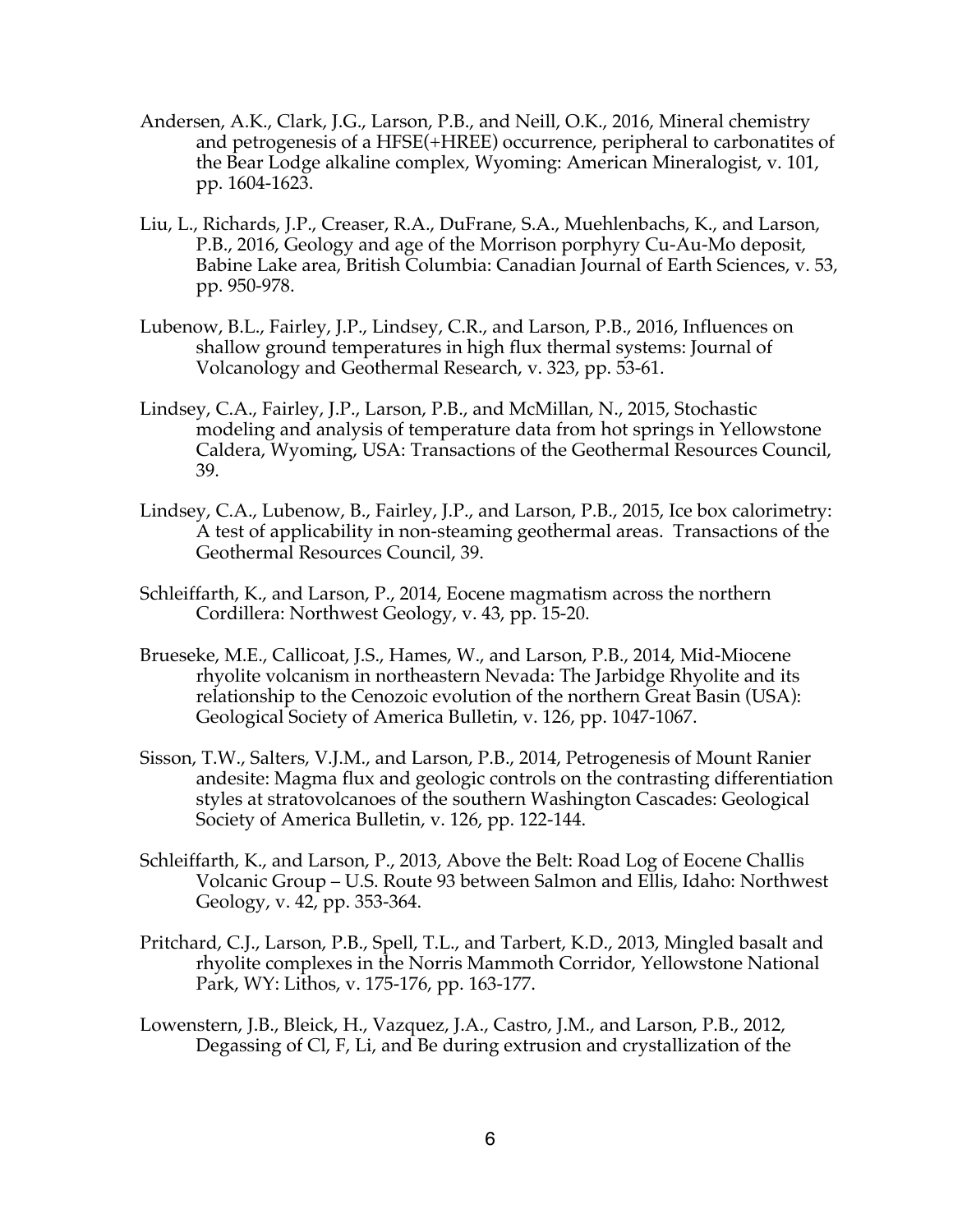Andersen, A.K., Clark, J.G., Larson, P.B., and Neill, O.K., 2016, Mineral chemistry and petrogenesis of a HFSE(+HREE) occurrence, peripheral to carbonatites of the Bear Lodge alkaline complex, Wyoming: American Mineralogist, v. 101, pp. 1604-1623.

Liu, L., Richards, J.P., Creaser, R.A., DuFrane, S.A., Muehlenbachs, K., and Larson, P.B., 2016, Geology and age of the Morrison porphyry Cu-Au-Mo deposit, Babine Lake area, British Columbia: Canadian Journal of Earth Sciences, v. 53, pp. 950-978.

Lubenow, B.L., Fairley, J.P., Lindsey, C.R., and Larson, P.B., 2016, Influences on shallow ground temperatures in high flux thermal systems: Journal of Volcanology and Geothermal Research, v. 323, pp. 53-61.

Lindsey, C.A., Fairley, J.P., Larson, P.B., and McMillan, N., 2015, Stochastic modeling and analysis of temperature data from hot springs in Yellowstone Caldera, Wyoming, USA: Transactions of the Geothermal Resources Council, 39.

Lindsey, C.A., Lubenow, B., Fairley, J.P., and Larson, P.B., 2015, Ice box calorimetry: A test of applicability in non-steaming geothermal areas. Transactions of the Geothermal Resources Council, 39.

Schleiffarth, K., and Larson, P., 2014, Eocene magmatism across the northern Cordillera: Northwest Geology, v. 43, pp. 15-20.

Brueseke, M.E., Callicoat, J.S., Hames, W., and Larson, P.B., 2014, Mid-Miocene rhyolite volcanism in northeastern Nevada: The Jarbidge Rhyolite and its relationship to the Cenozoic evolution of the northern Great Basin (USA): Geological Society of America Bulletin, v. 126, pp. 1047-1067.

Sisson, T.W., Salters, V.J.M., and Larson, P.B., 2014, Petrogenesis of Mount Ranier andesite: Magma flux and geologic controls on the contrasting differentiation styles at stratovolcanoes of the southern Washington Cascades: Geological Society of America Bulletin, v. 126, pp. 122-144.

Schleiffarth, K., and Larson, P., 2013, Above the Belt: Road Log of Eocene Challis Volcanic Group – U.S. Route 93 between Salmon and Ellis, Idaho: Northwest Geology, v. 42, pp. 353-364.

Pritchard, C.J., Larson, P.B., Spell, T.L., and Tarbert, K.D., 2013, Mingled basalt and rhyolite complexes in the Norris Mammoth Corridor, Yellowstone National Park, WY: Lithos, v. 175-176, pp. 163-177.

Lowenstern, J.B., Bleick, H., Vazquez, J.A., Castro, J.M., and Larson, P.B., 2012, Degassing of Cl, F, Li, and Be during extrusion and crystallization of the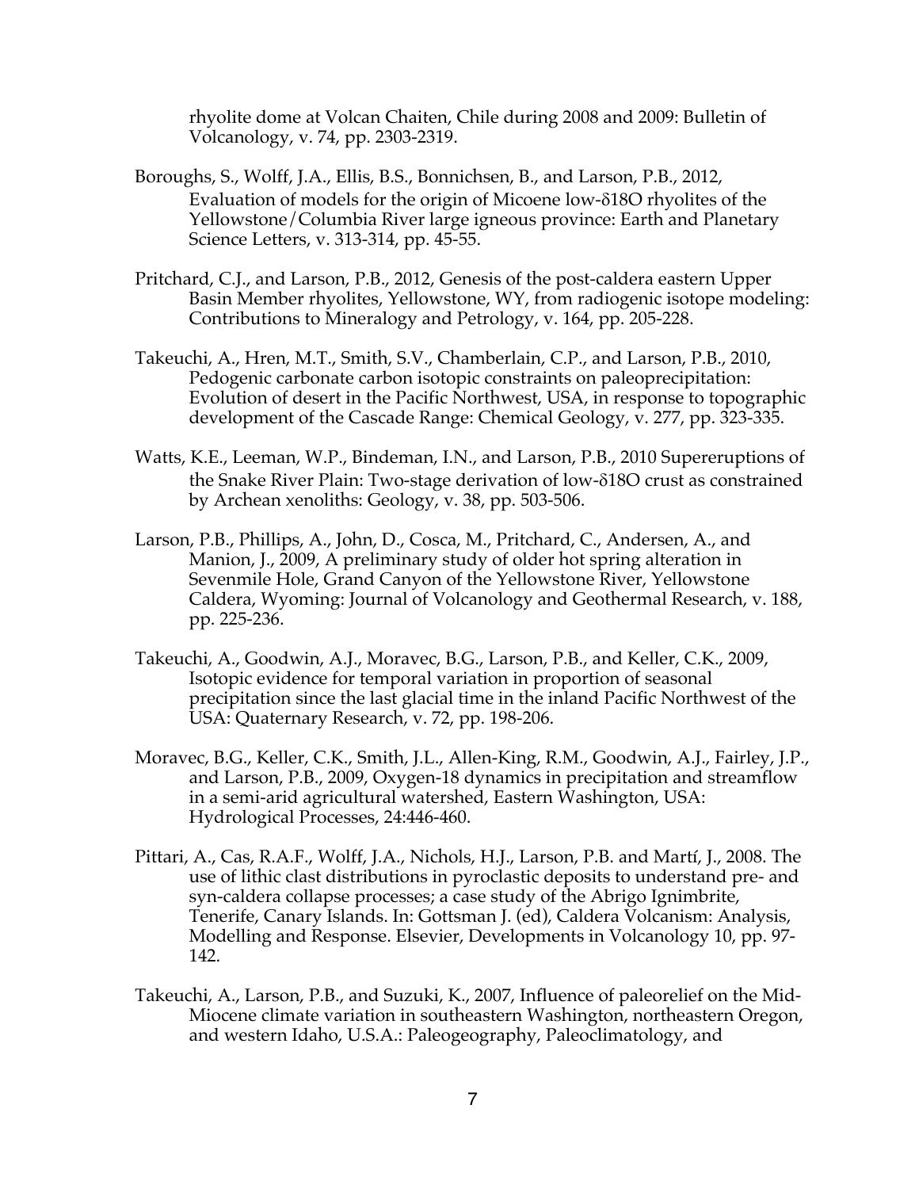rhyolite dome at Volcan Chaiten, Chile during 2008 and 2009: Bulletin of Volcanology, v. 74, pp. 2303-2319.

Boroughs, S., Wolff, J.A., Ellis, B.S., Bonnichsen, B., and Larson, P.B., 2012, Evaluation of models for the origin of Micoene low-$\delta$18O rhyolites of the Yellowstone/Columbia River large igneous province: Earth and Planetary Science Letters, v. 313-314, pp. 45-55.

Pritchard, C.J., and Larson, P.B., 2012, Genesis of the post-caldera eastern Upper Basin Member rhyolites, Yellowstone, WY, from radiogenic isotope modeling: Contributions to Mineralogy and Petrology, v. 164, pp. 205-228.

Takeuchi, A., Hren, M.T., Smith, S.V., Chamberlain, C.P., and Larson, P.B., 2010, Pedogenic carbonate carbon isotopic constraints on paleoprecipitation: Evolution of desert in the Pacific Northwest, USA, in response to topographic development of the Cascade Range: Chemical Geology, v. 277, pp. 323-335.

Watts, K.E., Leeman, W.P., Bindeman, I.N., and Larson, P.B., 2010 Supereruptions of the Snake River Plain: Two-stage derivation of low-$\delta$18O crust as constrained by Archean xenoliths: Geology, v. 38, pp. 503-506.

Larson, P.B., Phillips, A., John, D., Cosca, M., Pritchard, C., Andersen, A., and Manion, J., 2009, A preliminary study of older hot spring alteration in Sevenmile Hole, Grand Canyon of the Yellowstone River, Yellowstone Caldera, Wyoming: Journal of Volcanology and Geothermal Research, v. 188, pp. 225-236.

Takeuchi, A., Goodwin, A.J., Moravec, B.G., Larson, P.B., and Keller, C.K., 2009, Isotopic evidence for temporal variation in proportion of seasonal precipitation since the last glacial time in the inland Pacific Northwest of the USA: Quaternary Research, v. 72, pp. 198-206.

Moravec, B.G., Keller, C.K., Smith, J.L., Allen-King, R.M., Goodwin, A.J., Fairley, J.P., and Larson, P.B., 2009, Oxygen-18 dynamics in precipitation and streamflow in a semi-arid agricultural watershed, Eastern Washington, USA: Hydrological Processes, 24:446-460.

Pittari, A., Cas, R.A.F., Wolff, J.A., Nichols, H.J., Larson, P.B. and Martí, J., 2008. The use of lithic clast distributions in pyroclastic deposits to understand pre- and syn-caldera collapse processes; a case study of the Abrigo Ignimbrite, Tenerife, Canary Islands. In: Gottsman J. (ed), Caldera Volcanism: Analysis, Modelling and Response. Elsevier, Developments in Volcanology 10, pp. 97-142.

Takeuchi, A., Larson, P.B., and Suzuki, K., 2007, Influence of paleorelief on the Mid-Miocene climate variation in southeastern Washington, northeastern Oregon, and western Idaho, U.S.A.: Paleogeography, Paleoclimatology, and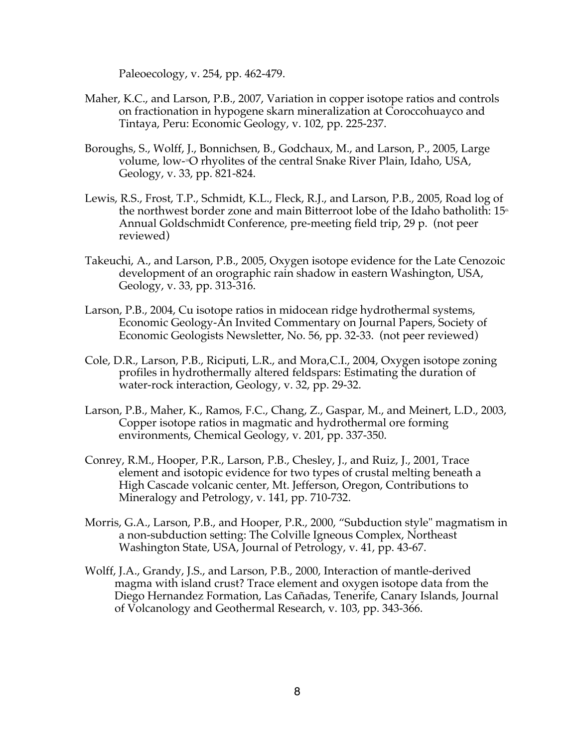Paleoecology, v. 254, pp. 462-479.

Maher, K.C., and Larson, P.B., 2007, Variation in copper isotope ratios and controls on fractionation in hypogene skarn mineralization at Coroccohuayco and Tintaya, Peru: Economic Geology, v. 102, pp. 225-237.

Boroughs, S., Wolff, J., Bonnichsen, B., Godchaux, M., and Larson, P., 2005, Large volume, low-$^{18}$O rhyolites of the central Snake River Plain, Idaho, USA, Geology, v. 33, pp. 821-824.

Lewis, R.S., Frost, T.P., Schmidt, K.L., Fleck, R.J., and Larson, P.B., 2005, Road log of the northwest border zone and main Bitterroot lobe of the Idaho batholith: 15th Annual Goldschmidt Conference, pre-meeting field trip, 29 p. (not peer reviewed)

Takeuchi, A., and Larson, P.B., 2005, Oxygen isotope evidence for the Late Cenozoic development of an orographic rain shadow in eastern Washington, USA, Geology, v. 33, pp. 313-316.

Larson, P.B., 2004, Cu isotope ratios in midocean ridge hydrothermal systems, Economic Geology-An Invited Commentary on Journal Papers, Society of Economic Geologists Newsletter, No. 56, pp. 32-33. (not peer reviewed)

Cole, D.R., Larson, P.B., Riciputi, L.R., and Mora,C.I., 2004, Oxygen isotope zoning profiles in hydrothermally altered feldspars: Estimating the duration of water-rock interaction, Geology, v. 32, pp. 29-32.

Larson, P.B., Maher, K., Ramos, F.C., Chang, Z., Gaspar, M., and Meinert, L.D., 2003, Copper isotope ratios in magmatic and hydrothermal ore forming environments, Chemical Geology, v. 201, pp. 337-350.

Conrey, R.M., Hooper, P.R., Larson, P.B., Chesley, J., and Ruiz, J., 2001, Trace element and isotopic evidence for two types of crustal melting beneath a High Cascade volcanic center, Mt. Jefferson, Oregon, Contributions to Mineralogy and Petrology, v. 141, pp. 710-732.

Morris, G.A., Larson, P.B., and Hooper, P.R., 2000, "Subduction style" magmatism in a non-subduction setting: The Colville Igneous Complex, Northeast Washington State, USA, Journal of Petrology, v. 41, pp. 43-67.

Wolff, J.A., Grandy, J.S., and Larson, P.B., 2000, Interaction of mantle-derived magma with island crust? Trace element and oxygen isotope data from the Diego Hernandez Formation, Las Cañadas, Tenerife, Canary Islands, Journal of Volcanology and Geothermal Research, v. 103, pp. 343-366.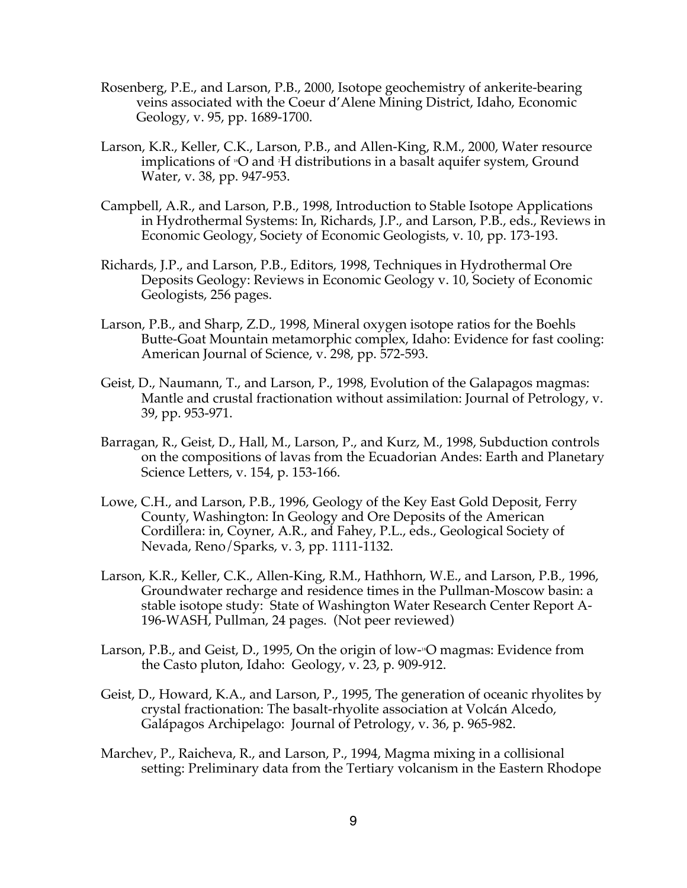Rosenberg, P.E., and Larson, P.B., 2000, Isotope geochemistry of ankerite-bearing veins associated with the Coeur d'Alene Mining District, Idaho, Economic Geology, v. 95, pp. 1689-1700.

Larson, K.R., Keller, C.K., Larson, P.B., and Allen-King, R.M., 2000, Water resource implications of $^{18}O$ and $^{2}H$ distributions in a basalt aquifer system, Ground Water, v. 38, pp. 947-953.

Campbell, A.R., and Larson, P.B., 1998, Introduction to Stable Isotope Applications in Hydrothermal Systems: In, Richards, J.P., and Larson, P.B., eds., Reviews in Economic Geology, Society of Economic Geologists, v. 10, pp. 173-193.

Richards, J.P., and Larson, P.B., Editors, 1998, Techniques in Hydrothermal Ore Deposits Geology: Reviews in Economic Geology v. 10, Society of Economic Geologists, 256 pages.

Larson, P.B., and Sharp, Z.D., 1998, Mineral oxygen isotope ratios for the Boehls Butte-Goat Mountain metamorphic complex, Idaho: Evidence for fast cooling: American Journal of Science, v. 298, pp. 572-593.

Geist, D., Naumann, T., and Larson, P., 1998, Evolution of the Galapagos magmas: Mantle and crustal fractionation without assimilation: Journal of Petrology, v. 39, pp. 953-971.

Barragan, R., Geist, D., Hall, M., Larson, P., and Kurz, M., 1998, Subduction controls on the compositions of lavas from the Ecuadorian Andes: Earth and Planetary Science Letters, v. 154, p. 153-166.

Lowe, C.H., and Larson, P.B., 1996, Geology of the Key East Gold Deposit, Ferry County, Washington: In Geology and Ore Deposits of the American Cordillera: in, Coyner, A.R., and Fahey, P.L., eds., Geological Society of Nevada, Reno/Sparks, v. 3, pp. 1111-1132.

Larson, K.R., Keller, C.K., Allen-King, R.M., Hathhorn, W.E., and Larson, P.B., 1996, Groundwater recharge and residence times in the Pullman-Moscow basin: a stable isotope study: State of Washington Water Research Center Report A-196-WASH, Pullman, 24 pages. (Not peer reviewed)

Larson, P.B., and Geist, D., 1995, On the origin of low-$^{18}O$ magmas: Evidence from the Casto pluton, Idaho: Geology, v. 23, p. 909-912.

Geist, D., Howard, K.A., and Larson, P., 1995, The generation of oceanic rhyolites by crystal fractionation: The basalt-rhyolite association at Volcán Alcedo, Galápagos Archipelago: Journal of Petrology, v. 36, p. 965-982.

Marchev, P., Raicheva, R., and Larson, P., 1994, Magma mixing in a collisional setting: Preliminary data from the Tertiary volcanism in the Eastern Rhodope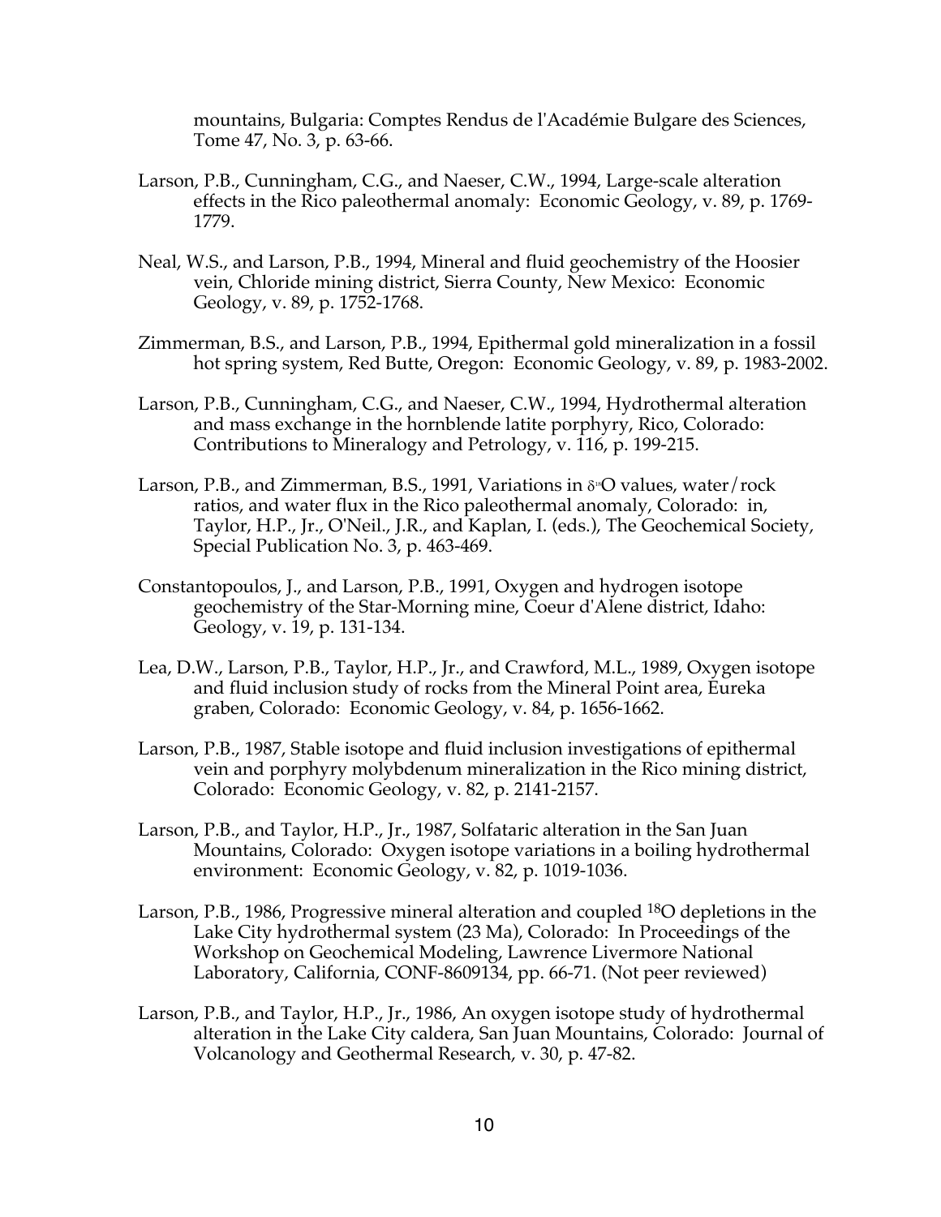mountains, Bulgaria: Comptes Rendus de l'Académie Bulgare des Sciences, Tome 47, No. 3, p. 63-66.

Larson, P.B., Cunningham, C.G., and Naeser, C.W., 1994, Large-scale alteration effects in the Rico paleothermal anomaly: Economic Geology, v. 89, p. 1769-1779.

Neal, W.S., and Larson, P.B., 1994, Mineral and fluid geochemistry of the Hoosier vein, Chloride mining district, Sierra County, New Mexico: Economic Geology, v. 89, p. 1752-1768.

Zimmerman, B.S., and Larson, P.B., 1994, Epithermal gold mineralization in a fossil hot spring system, Red Butte, Oregon: Economic Geology, v. 89, p. 1983-2002.

Larson, P.B., Cunningham, C.G., and Naeser, C.W., 1994, Hydrothermal alteration and mass exchange in the hornblende latite porphyry, Rico, Colorado: Contributions to Mineralogy and Petrology, v. 116, p. 199-215.

Larson, P.B., and Zimmerman, B.S., 1991, Variations in $\delta^{18}O$ values, water/rock ratios, and water flux in the Rico paleothermal anomaly, Colorado: in, Taylor, H.P., Jr., O'Neil., J.R., and Kaplan, I. (eds.), The Geochemical Society, Special Publication No. 3, p. 463-469.

Constantopoulos, J., and Larson, P.B., 1991, Oxygen and hydrogen isotope geochemistry of the Star-Morning mine, Coeur d'Alene district, Idaho: Geology, v. 19, p. 131-134.

Lea, D.W., Larson, P.B., Taylor, H.P., Jr., and Crawford, M.L., 1989, Oxygen isotope and fluid inclusion study of rocks from the Mineral Point area, Eureka graben, Colorado: Economic Geology, v. 84, p. 1656-1662.

Larson, P.B., 1987, Stable isotope and fluid inclusion investigations of epithermal vein and porphyry molybdenum mineralization in the Rico mining district, Colorado: Economic Geology, v. 82, p. 2141-2157.

Larson, P.B., and Taylor, H.P., Jr., 1987, Solfataric alteration in the San Juan Mountains, Colorado: Oxygen isotope variations in a boiling hydrothermal environment: Economic Geology, v. 82, p. 1019-1036.

Larson, P.B., 1986, Progressive mineral alteration and coupled $^{18}O$ depletions in the Lake City hydrothermal system (23 Ma), Colorado: In Proceedings of the Workshop on Geochemical Modeling, Lawrence Livermore National Laboratory, California, CONF-8609134, pp. 66-71. (Not peer reviewed)

Larson, P.B., and Taylor, H.P., Jr., 1986, An oxygen isotope study of hydrothermal alteration in the Lake City caldera, San Juan Mountains, Colorado: Journal of Volcanology and Geothermal Research, v. 30, p. 47-82.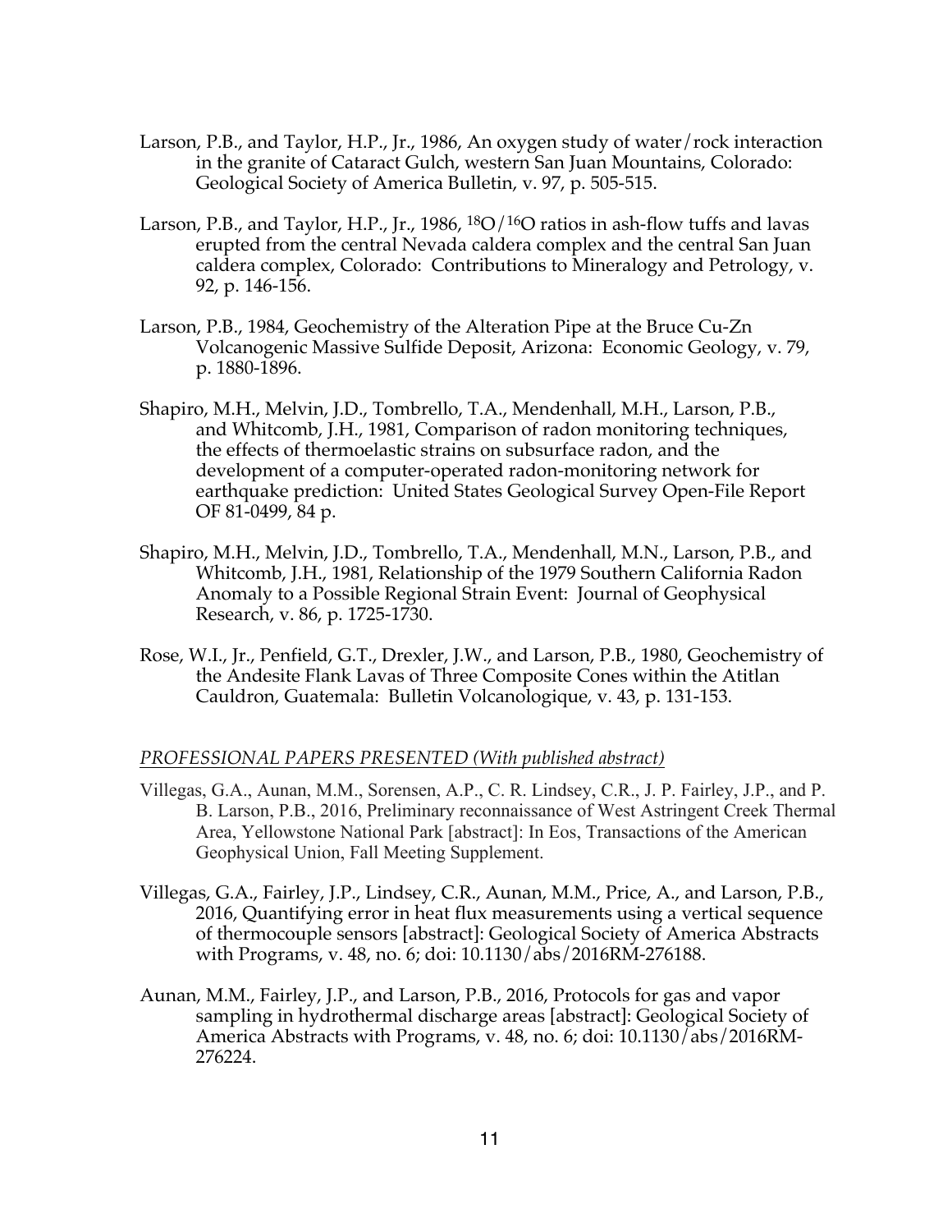Larson, P.B., and Taylor, H.P., Jr., 1986, An oxygen study of water/rock interaction in the granite of Cataract Gulch, western San Juan Mountains, Colorado: Geological Society of America Bulletin, v. 97, p. 505-515.

Larson, P.B., and Taylor, H.P., Jr., 1986, $^{18}O/^{16}O$ ratios in ash-flow tuffs and lavas erupted from the central Nevada caldera complex and the central San Juan caldera complex, Colorado: Contributions to Mineralogy and Petrology, v. 92, p. 146-156.

Larson, P.B., 1984, Geochemistry of the Alteration Pipe at the Bruce Cu-Zn Volcanogenic Massive Sulfide Deposit, Arizona: Economic Geology, v. 79, p. 1880-1896.

Shapiro, M.H., Melvin, J.D., Tombrello, T.A., Mendenhall, M.H., Larson, P.B., and Whitcomb, J.H., 1981, Comparison of radon monitoring techniques, the effects of thermoelastic strains on subsurface radon, and the development of a computer-operated radon-monitoring network for earthquake prediction: United States Geological Survey Open-File Report OF 81-0499, 84 p.

Shapiro, M.H., Melvin, J.D., Tombrello, T.A., Mendenhall, M.N., Larson, P.B., and Whitcomb, J.H., 1981, Relationship of the 1979 Southern California Radon Anomaly to a Possible Regional Strain Event: Journal of Geophysical Research, v. 86, p. 1725-1730.

Rose, W.I., Jr., Penfield, G.T., Drexler, J.W., and Larson, P.B., 1980, Geochemistry of the Andesite Flank Lavas of Three Composite Cones within the Atitlan Cauldron, Guatemala: Bulletin Volcanologique, v. 43, p. 131-153.

*PROFESSIONAL PAPERS PRESENTED (With published abstract)*

Villegas, G.A., Aunan, M.M., Sorensen, A.P., C. R. Lindsey, C.R., J. P. Fairley, J.P., and P. B. Larson, P.B., 2016, Preliminary reconnaissance of West Astringent Creek Thermal Area, Yellowstone National Park [abstract]: In Eos, Transactions of the American Geophysical Union, Fall Meeting Supplement.

Villegas, G.A., Fairley, J.P., Lindsey, C.R., Aunan, M.M., Price, A., and Larson, P.B., 2016, Quantifying error in heat flux measurements using a vertical sequence of thermocouple sensors [abstract]: Geological Society of America Abstracts with Programs, v. 48, no. 6; doi: 10.1130/abs/2016RM-276188.

Aunan, M.M., Fairley, J.P., and Larson, P.B., 2016, Protocols for gas and vapor sampling in hydrothermal discharge areas [abstract]: Geological Society of America Abstracts with Programs, v. 48, no. 6; doi: 10.1130/abs/2016RM-276224.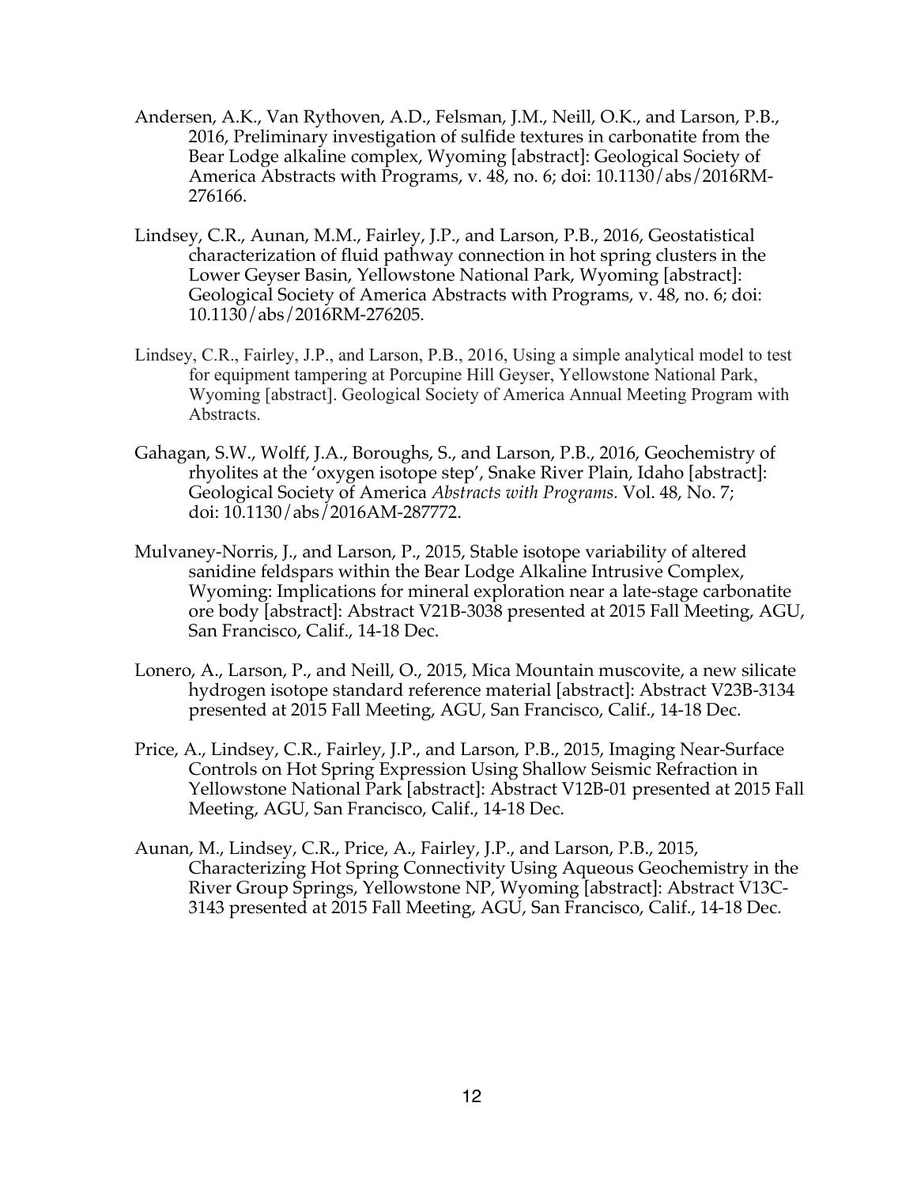Andersen, A.K., Van Rythoven, A.D., Felsman, J.M., Neill, O.K., and Larson, P.B., 2016, Preliminary investigation of sulfide textures in carbonatite from the Bear Lodge alkaline complex, Wyoming [abstract]: Geological Society of America Abstracts with Programs, v. 48, no. 6; doi: 10.1130/abs/2016RM-276166.

Lindsey, C.R., Aunan, M.M., Fairley, J.P., and Larson, P.B., 2016, Geostatistical characterization of fluid pathway connection in hot spring clusters in the Lower Geyser Basin, Yellowstone National Park, Wyoming [abstract]: Geological Society of America Abstracts with Programs, v. 48, no. 6; doi: 10.1130/abs/2016RM-276205.

Lindsey, C.R., Fairley, J.P., and Larson, P.B., 2016, Using a simple analytical model to test for equipment tampering at Porcupine Hill Geyser, Yellowstone National Park, Wyoming [abstract]. Geological Society of America Annual Meeting Program with Abstracts.

Gahagan, S.W., Wolff, J.A., Boroughs, S., and Larson, P.B., 2016, Geochemistry of rhyolites at the 'oxygen isotope step', Snake River Plain, Idaho [abstract]: Geological Society of America *Abstracts with Programs.* Vol. 48, No. 7; doi: 10.1130/abs/2016AM-287772.

Mulvaney-Norris, J., and Larson, P., 2015, Stable isotope variability of altered sanidine feldspars within the Bear Lodge Alkaline Intrusive Complex, Wyoming: Implications for mineral exploration near a late-stage carbonatite ore body [abstract]: Abstract V21B-3038 presented at 2015 Fall Meeting, AGU, San Francisco, Calif., 14-18 Dec.

Lonero, A., Larson, P., and Neill, O., 2015, Mica Mountain muscovite, a new silicate hydrogen isotope standard reference material [abstract]: Abstract V23B-3134 presented at 2015 Fall Meeting, AGU, San Francisco, Calif., 14-18 Dec.

Price, A., Lindsey, C.R., Fairley, J.P., and Larson, P.B., 2015, Imaging Near-Surface Controls on Hot Spring Expression Using Shallow Seismic Refraction in Yellowstone National Park [abstract]: Abstract V12B-01 presented at 2015 Fall Meeting, AGU, San Francisco, Calif., 14-18 Dec.

Aunan, M., Lindsey, C.R., Price, A., Fairley, J.P., and Larson, P.B., 2015, Characterizing Hot Spring Connectivity Using Aqueous Geochemistry in the River Group Springs, Yellowstone NP, Wyoming [abstract]: Abstract V13C-3143 presented at 2015 Fall Meeting, AGU, San Francisco, Calif., 14-18 Dec.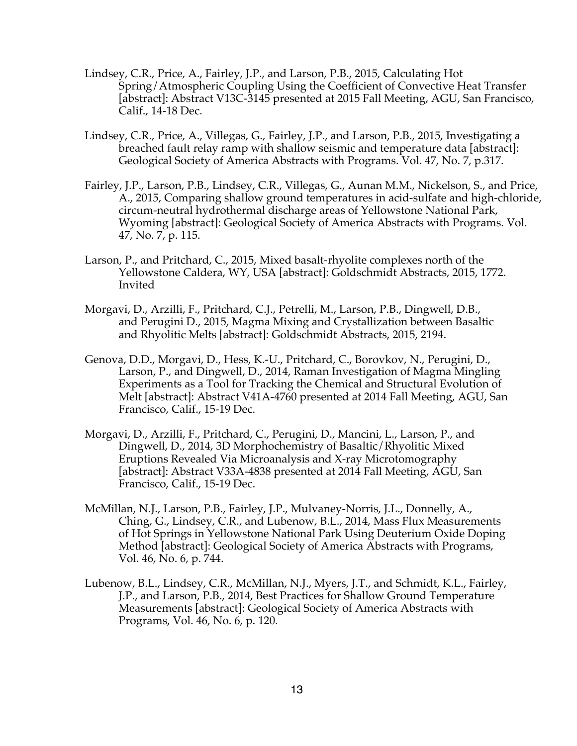Lindsey, C.R., Price, A., Fairley, J.P., and Larson, P.B., 2015, Calculating Hot Spring/Atmospheric Coupling Using the Coefficient of Convective Heat Transfer [abstract]: Abstract V13C-3145 presented at 2015 Fall Meeting, AGU, San Francisco, Calif., 14-18 Dec.

Lindsey, C.R., Price, A., Villegas, G., Fairley, J.P., and Larson, P.B., 2015, Investigating a breached fault relay ramp with shallow seismic and temperature data [abstract]: Geological Society of America Abstracts with Programs. Vol. 47, No. 7, p.317.

Fairley, J.P., Larson, P.B., Lindsey, C.R., Villegas, G., Aunan M.M., Nickelson, S., and Price, A., 2015, Comparing shallow ground temperatures in acid-sulfate and high-chloride, circum-neutral hydrothermal discharge areas of Yellowstone National Park, Wyoming [abstract]: Geological Society of America Abstracts with Programs. Vol. 47, No. 7, p. 115.

Larson, P., and Pritchard, C., 2015, Mixed basalt-rhyolite complexes north of the Yellowstone Caldera, WY, USA [abstract]: Goldschmidt Abstracts, 2015, 1772. Invited

Morgavi, D., Arzilli, F., Pritchard, C.J., Petrelli, M., Larson, P.B., Dingwell, D.B., and Perugini D., 2015, Magma Mixing and Crystallization between Basaltic and Rhyolitic Melts [abstract]: Goldschmidt Abstracts, 2015, 2194.

Genova, D.D., Morgavi, D., Hess, K.-U., Pritchard, C., Borovkov, N., Perugini, D., Larson, P., and Dingwell, D., 2014, Raman Investigation of Magma Mingling Experiments as a Tool for Tracking the Chemical and Structural Evolution of Melt [abstract]: Abstract V41A-4760 presented at 2014 Fall Meeting, AGU, San Francisco, Calif., 15-19 Dec.

Morgavi, D., Arzilli, F., Pritchard, C., Perugini, D., Mancini, L., Larson, P., and Dingwell, D., 2014, 3D Morphochemistry of Basaltic/Rhyolitic Mixed Eruptions Revealed Via Microanalysis and X-ray Microtomography [abstract]: Abstract V33A-4838 presented at 2014 Fall Meeting, AGU, San Francisco, Calif., 15-19 Dec.

McMillan, N.J., Larson, P.B., Fairley, J.P., Mulvaney-Norris, J.L., Donnelly, A., Ching, G., Lindsey, C.R., and Lubenow, B.L., 2014, Mass Flux Measurements of Hot Springs in Yellowstone National Park Using Deuterium Oxide Doping Method [abstract]: Geological Society of America Abstracts with Programs, Vol. 46, No. 6, p. 744.

Lubenow, B.L., Lindsey, C.R., McMillan, N.J., Myers, J.T., and Schmidt, K.L., Fairley, J.P., and Larson, P.B., 2014, Best Practices for Shallow Ground Temperature Measurements [abstract]: Geological Society of America Abstracts with Programs, Vol. 46, No. 6, p. 120.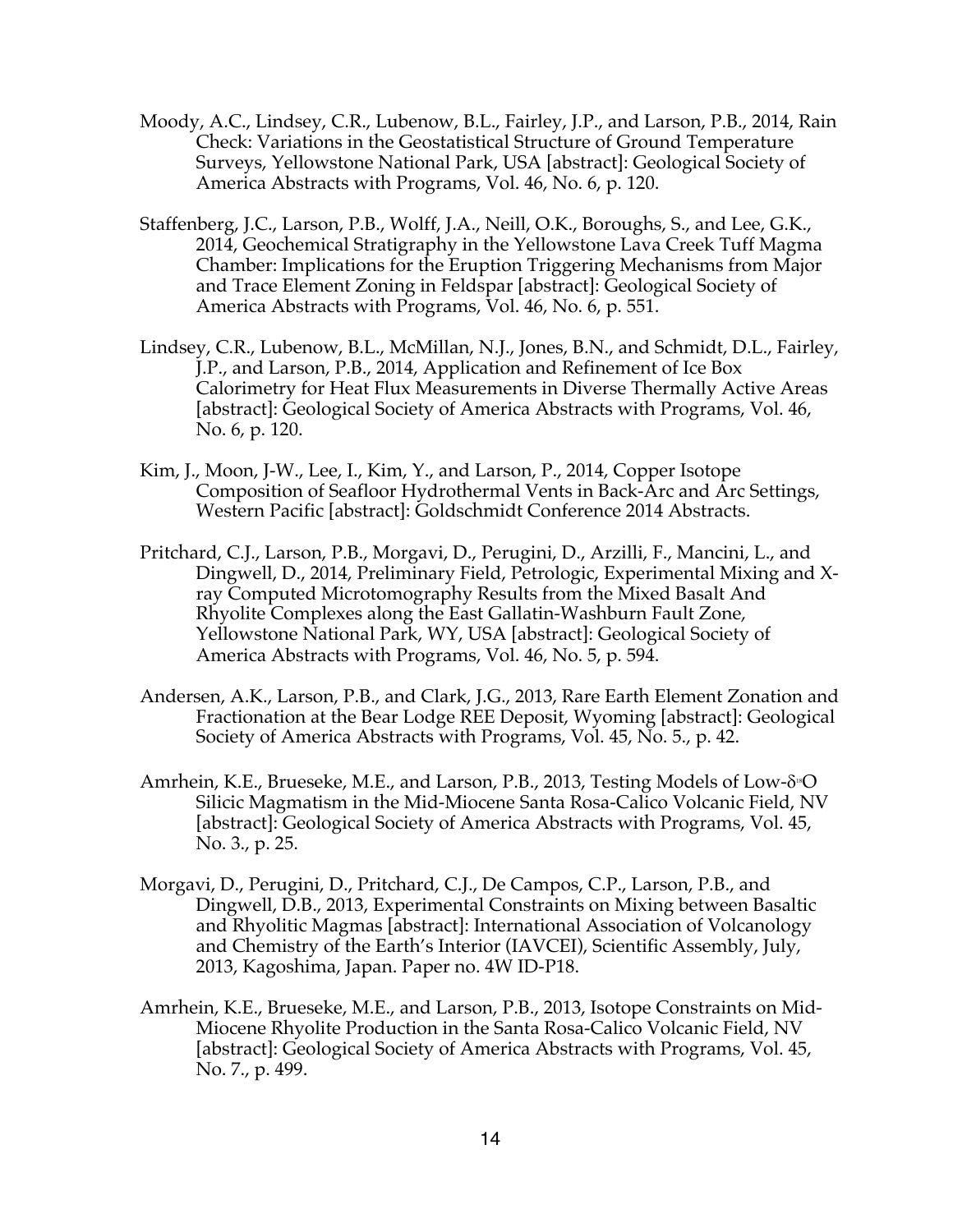Moody, A.C., Lindsey, C.R., Lubenow, B.L., Fairley, J.P., and Larson, P.B., 2014, Rain Check: Variations in the Geostatistical Structure of Ground Temperature Surveys, Yellowstone National Park, USA [abstract]: Geological Society of America Abstracts with Programs, Vol. 46, No. 6, p. 120.

Staffenberg, J.C., Larson, P.B., Wolff, J.A., Neill, O.K., Boroughs, S., and Lee, G.K., 2014, Geochemical Stratigraphy in the Yellowstone Lava Creek Tuff Magma Chamber: Implications for the Eruption Triggering Mechanisms from Major and Trace Element Zoning in Feldspar [abstract]: Geological Society of America Abstracts with Programs, Vol. 46, No. 6, p. 551.

Lindsey, C.R., Lubenow, B.L., McMillan, N.J., Jones, B.N., and Schmidt, D.L., Fairley, J.P., and Larson, P.B., 2014, Application and Refinement of Ice Box Calorimetry for Heat Flux Measurements in Diverse Thermally Active Areas [abstract]: Geological Society of America Abstracts with Programs, Vol. 46, No. 6, p. 120.

Kim, J., Moon, J-W., Lee, I., Kim, Y., and Larson, P., 2014, Copper Isotope Composition of Seafloor Hydrothermal Vents in Back-Arc and Arc Settings, Western Pacific [abstract]: Goldschmidt Conference 2014 Abstracts.

Pritchard, C.J., Larson, P.B., Morgavi, D., Perugini, D., Arzilli, F., Mancini, L., and Dingwell, D., 2014, Preliminary Field, Petrologic, Experimental Mixing and X-ray Computed Microtomography Results from the Mixed Basalt And Rhyolite Complexes along the East Gallatin-Washburn Fault Zone, Yellowstone National Park, WY, USA [abstract]: Geological Society of America Abstracts with Programs, Vol. 46, No. 5, p. 594.

Andersen, A.K., Larson, P.B., and Clark, J.G., 2013, Rare Earth Element Zonation and Fractionation at the Bear Lodge REE Deposit, Wyoming [abstract]: Geological Society of America Abstracts with Programs, Vol. 45, No. 5., p. 42.

Amrhein, K.E., Brueseke, M.E., and Larson, P.B., 2013, Testing Models of Low-$\delta^{18}O$ Silicic Magmatism in the Mid-Miocene Santa Rosa-Calico Volcanic Field, NV [abstract]: Geological Society of America Abstracts with Programs, Vol. 45, No. 3., p. 25.

Morgavi, D., Perugini, D., Pritchard, C.J., De Campos, C.P., Larson, P.B., and Dingwell, D.B., 2013, Experimental Constraints on Mixing between Basaltic and Rhyolitic Magmas [abstract]: International Association of Volcanology and Chemistry of the Earth's Interior (IAVCEI), Scientific Assembly, July, 2013, Kagoshima, Japan. Paper no. 4W ID-P18.

Amrhein, K.E., Brueseke, M.E., and Larson, P.B., 2013, Isotope Constraints on Mid-Miocene Rhyolite Production in the Santa Rosa-Calico Volcanic Field, NV [abstract]: Geological Society of America Abstracts with Programs, Vol. 45, No. 7., p. 499.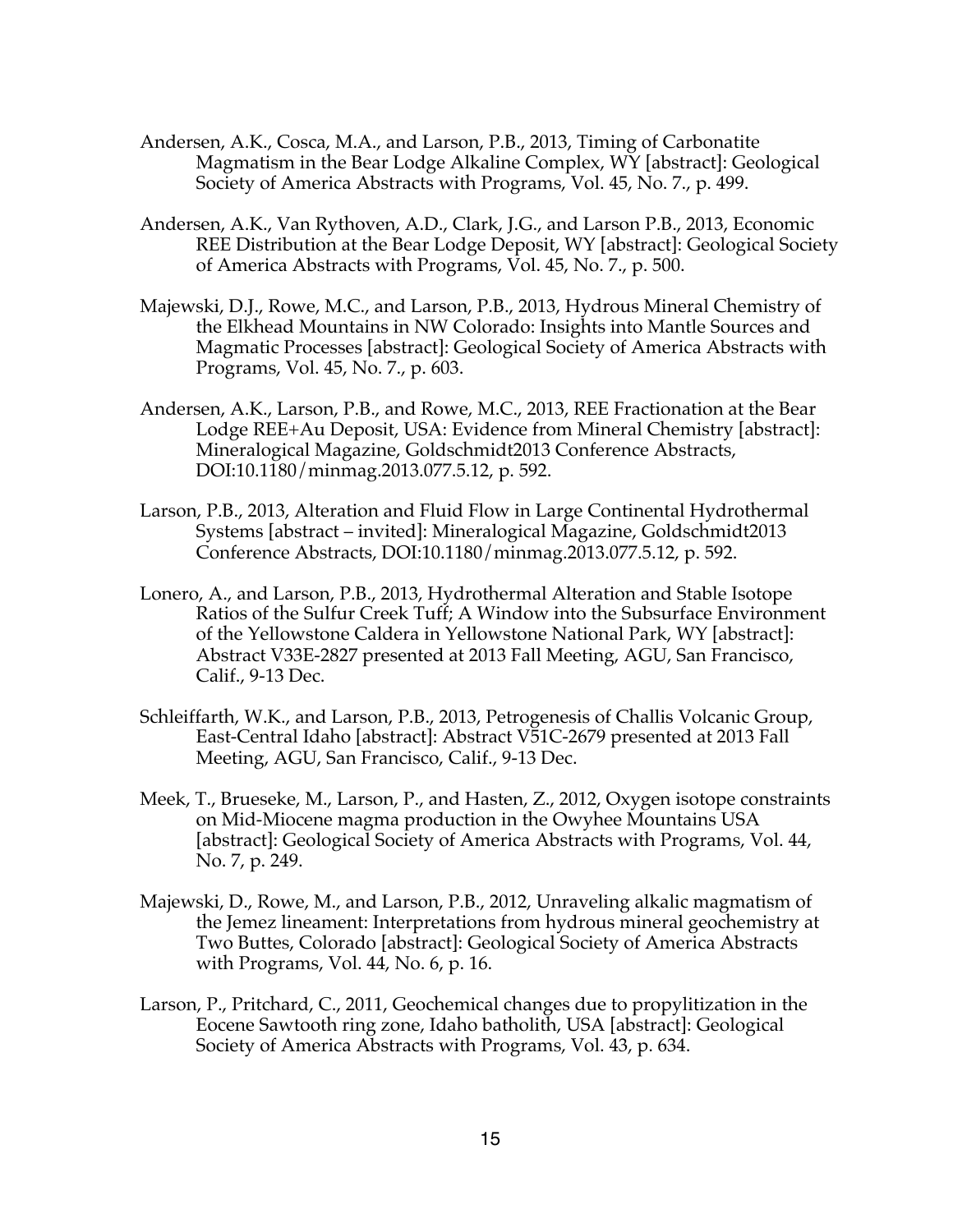Andersen, A.K., Cosca, M.A., and Larson, P.B., 2013, Timing of Carbonatite Magmatism in the Bear Lodge Alkaline Complex, WY [abstract]: Geological Society of America Abstracts with Programs, Vol. 45, No. 7., p. 499.

Andersen, A.K., Van Rythoven, A.D., Clark, J.G., and Larson P.B., 2013, Economic REE Distribution at the Bear Lodge Deposit, WY [abstract]: Geological Society of America Abstracts with Programs, Vol. 45, No. 7., p. 500.

Majewski, D.J., Rowe, M.C., and Larson, P.B., 2013, Hydrous Mineral Chemistry of the Elkhead Mountains in NW Colorado: Insights into Mantle Sources and Magmatic Processes [abstract]: Geological Society of America Abstracts with Programs, Vol. 45, No. 7., p. 603.

Andersen, A.K., Larson, P.B., and Rowe, M.C., 2013, REE Fractionation at the Bear Lodge REE+Au Deposit, USA: Evidence from Mineral Chemistry [abstract]: Mineralogical Magazine, Goldschmidt2013 Conference Abstracts, DOI:10.1180/minmag.2013.077.5.12, p. 592.

Larson, P.B., 2013, Alteration and Fluid Flow in Large Continental Hydrothermal Systems [abstract – invited]: Mineralogical Magazine, Goldschmidt2013 Conference Abstracts, DOI:10.1180/minmag.2013.077.5.12, p. 592.

Lonero, A., and Larson, P.B., 2013, Hydrothermal Alteration and Stable Isotope Ratios of the Sulfur Creek Tuff; A Window into the Subsurface Environment of the Yellowstone Caldera in Yellowstone National Park, WY [abstract]: Abstract V33E-2827 presented at 2013 Fall Meeting, AGU, San Francisco, Calif., 9-13 Dec.

Schleiffarth, W.K., and Larson, P.B., 2013, Petrogenesis of Challis Volcanic Group, East-Central Idaho [abstract]: Abstract V51C-2679 presented at 2013 Fall Meeting, AGU, San Francisco, Calif., 9-13 Dec.

Meek, T., Brueseke, M., Larson, P., and Hasten, Z., 2012, Oxygen isotope constraints on Mid-Miocene magma production in the Owyhee Mountains USA [abstract]: Geological Society of America Abstracts with Programs, Vol. 44, No. 7, p. 249.

Majewski, D., Rowe, M., and Larson, P.B., 2012, Unraveling alkalic magmatism of the Jemez lineament: Interpretations from hydrous mineral geochemistry at Two Buttes, Colorado [abstract]: Geological Society of America Abstracts with Programs, Vol. 44, No. 6, p. 16.

Larson, P., Pritchard, C., 2011, Geochemical changes due to propylitization in the Eocene Sawtooth ring zone, Idaho batholith, USA [abstract]: Geological Society of America Abstracts with Programs, Vol. 43, p. 634.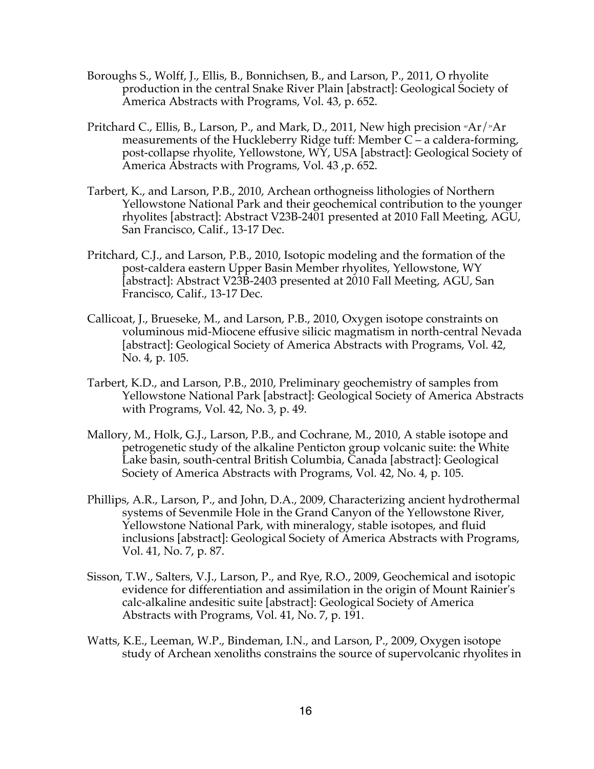Boroughs S., Wolff, J., Ellis, B., Bonnichsen, B., and Larson, P., 2011, O rhyolite production in the central Snake River Plain [abstract]: Geological Society of America Abstracts with Programs, Vol. 43, p. 652.

Pritchard C., Ellis, B., Larson, P., and Mark, D., 2011, New high precision $^{40}Ar/^{39}Ar$ measurements of the Huckleberry Ridge tuff: Member C – a caldera-forming, post-collapse rhyolite, Yellowstone, WY, USA [abstract]: Geological Society of America Abstracts with Programs, Vol. 43 ,p. 652.

Tarbert, K., and Larson, P.B., 2010, Archean orthogneiss lithologies of Northern Yellowstone National Park and their geochemical contribution to the younger rhyolites [abstract]: Abstract V23B-2401 presented at 2010 Fall Meeting, AGU, San Francisco, Calif., 13-17 Dec.

Pritchard, C.J., and Larson, P.B., 2010, Isotopic modeling and the formation of the post-caldera eastern Upper Basin Member rhyolites, Yellowstone, WY [abstract]: Abstract V23B-2403 presented at 2010 Fall Meeting, AGU, San Francisco, Calif., 13-17 Dec.

Callicoat, J., Brueseke, M., and Larson, P.B., 2010, Oxygen isotope constraints on voluminous mid-Miocene effusive silicic magmatism in north-central Nevada [abstract]: Geological Society of America Abstracts with Programs, Vol. 42, No. 4, p. 105.

Tarbert, K.D., and Larson, P.B., 2010, Preliminary geochemistry of samples from Yellowstone National Park [abstract]: Geological Society of America Abstracts with Programs, Vol. 42, No. 3, p. 49.

Mallory, M., Holk, G.J., Larson, P.B., and Cochrane, M., 2010, A stable isotope and petrogenetic study of the alkaline Penticton group volcanic suite: the White Lake basin, south-central British Columbia, Canada [abstract]: Geological Society of America Abstracts with Programs, Vol. 42, No. 4, p. 105.

Phillips, A.R., Larson, P., and John, D.A., 2009, Characterizing ancient hydrothermal systems of Sevenmile Hole in the Grand Canyon of the Yellowstone River, Yellowstone National Park, with mineralogy, stable isotopes, and fluid inclusions [abstract]: Geological Society of America Abstracts with Programs, Vol. 41, No. 7, p. 87.

Sisson, T.W., Salters, V.J., Larson, P., and Rye, R.O., 2009, Geochemical and isotopic evidence for differentiation and assimilation in the origin of Mount Rainier's calc-alkaline andesitic suite [abstract]: Geological Society of America Abstracts with Programs, Vol. 41, No. 7, p. 191.

Watts, K.E., Leeman, W.P., Bindeman, I.N., and Larson, P., 2009, Oxygen isotope study of Archean xenoliths constrains the source of supervolcanic rhyolites in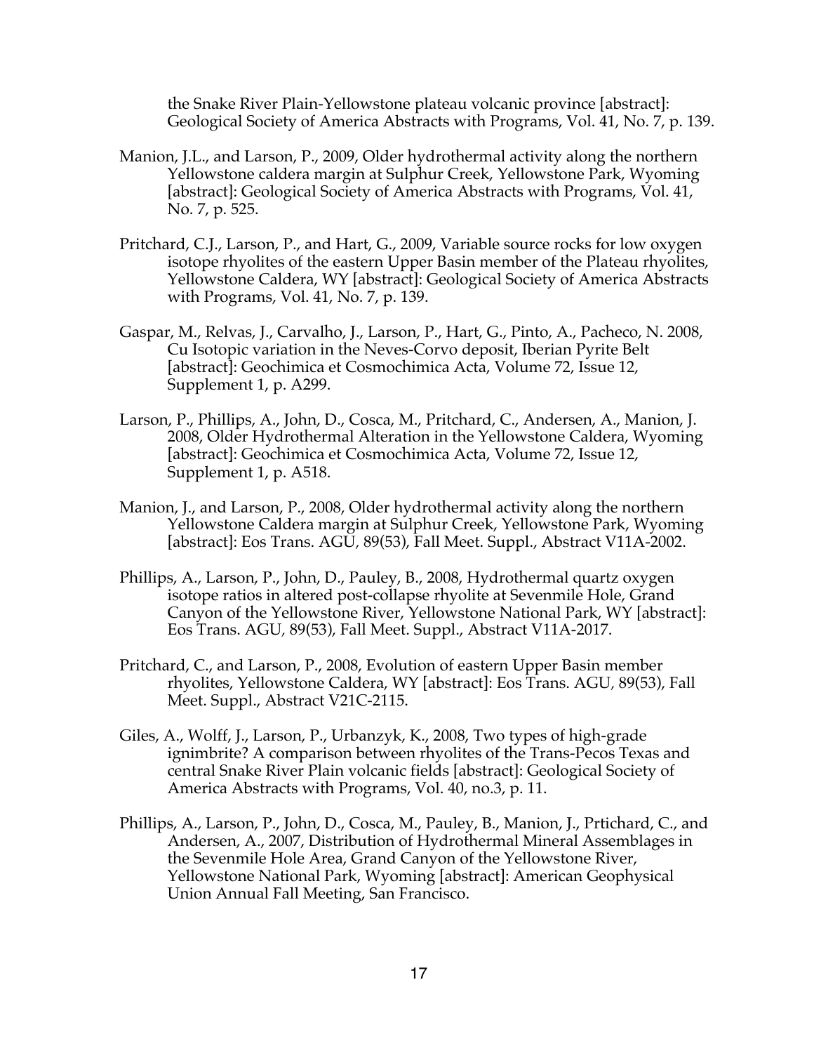the Snake River Plain-Yellowstone plateau volcanic province [abstract]: Geological Society of America Abstracts with Programs, Vol. 41, No. 7, p. 139.

Manion, J.L., and Larson, P., 2009, Older hydrothermal activity along the northern Yellowstone caldera margin at Sulphur Creek, Yellowstone Park, Wyoming [abstract]: Geological Society of America Abstracts with Programs, Vol. 41, No. 7, p. 525.

Pritchard, C.J., Larson, P., and Hart, G., 2009, Variable source rocks for low oxygen isotope rhyolites of the eastern Upper Basin member of the Plateau rhyolites, Yellowstone Caldera, WY [abstract]: Geological Society of America Abstracts with Programs, Vol. 41, No. 7, p. 139.

Gaspar, M., Relvas, J., Carvalho, J., Larson, P., Hart, G., Pinto, A., Pacheco, N. 2008, Cu Isotopic variation in the Neves-Corvo deposit, Iberian Pyrite Belt [abstract]: Geochimica et Cosmochimica Acta, Volume 72, Issue 12, Supplement 1, p. A299.

Larson, P., Phillips, A., John, D., Cosca, M., Pritchard, C., Andersen, A., Manion, J. 2008, Older Hydrothermal Alteration in the Yellowstone Caldera, Wyoming [abstract]: Geochimica et Cosmochimica Acta, Volume 72, Issue 12, Supplement 1, p. A518.

Manion, J., and Larson, P., 2008, Older hydrothermal activity along the northern Yellowstone Caldera margin at Sulphur Creek, Yellowstone Park, Wyoming [abstract]: Eos Trans. AGU, 89(53), Fall Meet. Suppl., Abstract V11A-2002.

Phillips, A., Larson, P., John, D., Pauley, B., 2008, Hydrothermal quartz oxygen isotope ratios in altered post-collapse rhyolite at Sevenmile Hole, Grand Canyon of the Yellowstone River, Yellowstone National Park, WY [abstract]: Eos Trans. AGU, 89(53), Fall Meet. Suppl., Abstract V11A-2017.

Pritchard, C., and Larson, P., 2008, Evolution of eastern Upper Basin member rhyolites, Yellowstone Caldera, WY [abstract]: Eos Trans. AGU, 89(53), Fall Meet. Suppl., Abstract V21C-2115.

Giles, A., Wolff, J., Larson, P., Urbanzyk, K., 2008, Two types of high-grade ignimbrite? A comparison between rhyolites of the Trans-Pecos Texas and central Snake River Plain volcanic fields [abstract]: Geological Society of America Abstracts with Programs, Vol. 40, no.3, p. 11.

Phillips, A., Larson, P., John, D., Cosca, M., Pauley, B., Manion, J., Prtichard, C., and Andersen, A., 2007, Distribution of Hydrothermal Mineral Assemblages in the Sevenmile Hole Area, Grand Canyon of the Yellowstone River, Yellowstone National Park, Wyoming [abstract]: American Geophysical Union Annual Fall Meeting, San Francisco.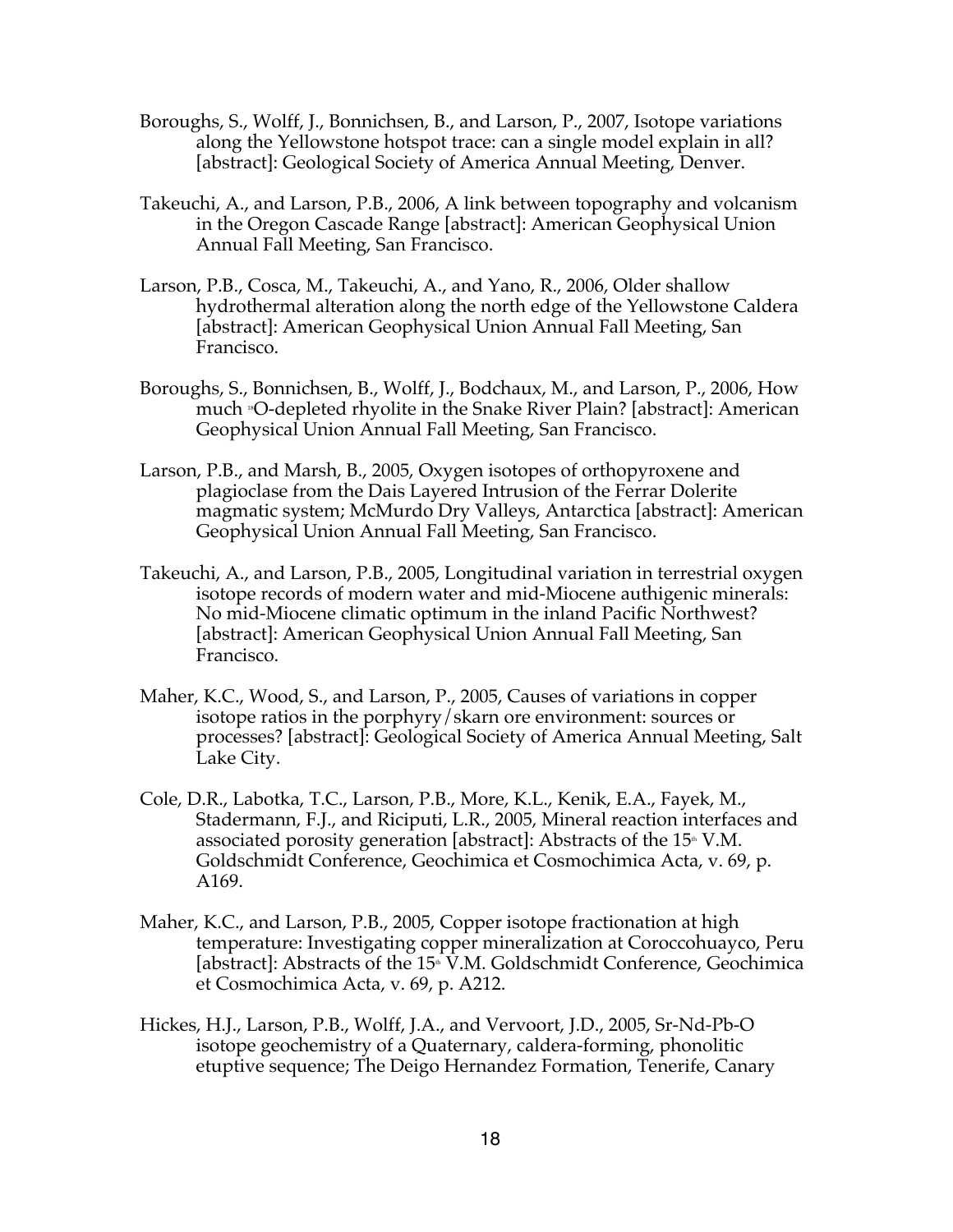Boroughs, S., Wolff, J., Bonnichsen, B., and Larson, P., 2007, Isotope variations along the Yellowstone hotspot trace: can a single model explain in all? [abstract]: Geological Society of America Annual Meeting, Denver.

Takeuchi, A., and Larson, P.B., 2006, A link between topography and volcanism in the Oregon Cascade Range [abstract]: American Geophysical Union Annual Fall Meeting, San Francisco.

Larson, P.B., Cosca, M., Takeuchi, A., and Yano, R., 2006, Older shallow hydrothermal alteration along the north edge of the Yellowstone Caldera [abstract]: American Geophysical Union Annual Fall Meeting, San Francisco.

Boroughs, S., Bonnichsen, B., Wolff, J., Bodchaux, M., and Larson, P., 2006, How much $^{18}O$-depleted rhyolite in the Snake River Plain? [abstract]: American Geophysical Union Annual Fall Meeting, San Francisco.

Larson, P.B., and Marsh, B., 2005, Oxygen isotopes of orthopyroxene and plagioclase from the Dais Layered Intrusion of the Ferrar Dolerite magmatic system; McMurdo Dry Valleys, Antarctica [abstract]: American Geophysical Union Annual Fall Meeting, San Francisco.

Takeuchi, A., and Larson, P.B., 2005, Longitudinal variation in terrestrial oxygen isotope records of modern water and mid-Miocene authigenic minerals: No mid-Miocene climatic optimum in the inland Pacific Northwest? [abstract]: American Geophysical Union Annual Fall Meeting, San Francisco.

Maher, K.C., Wood, S., and Larson, P., 2005, Causes of variations in copper isotope ratios in the porphyry/skarn ore environment: sources or processes? [abstract]: Geological Society of America Annual Meeting, Salt Lake City.

Cole, D.R., Labotka, T.C., Larson, P.B., More, K.L., Kenik, E.A., Fayek, M., Stadermann, F.J., and Riciputi, L.R., 2005, Mineral reaction interfaces and associated porosity generation [abstract]: Abstracts of the 15th V.M. Goldschmidt Conference, Geochimica et Cosmochimica Acta, v. 69, p. A169.

Maher, K.C., and Larson, P.B., 2005, Copper isotope fractionation at high temperature: Investigating copper mineralization at Coroccohuayco, Peru [abstract]: Abstracts of the 15th V.M. Goldschmidt Conference, Geochimica et Cosmochimica Acta, v. 69, p. A212.

Hickes, H.J., Larson, P.B., Wolff, J.A., and Vervoort, J.D., 2005, Sr-Nd-Pb-O isotope geochemistry of a Quaternary, caldera-forming, phonolitic etuptive sequence; The Deigo Hernandez Formation, Tenerife, Canary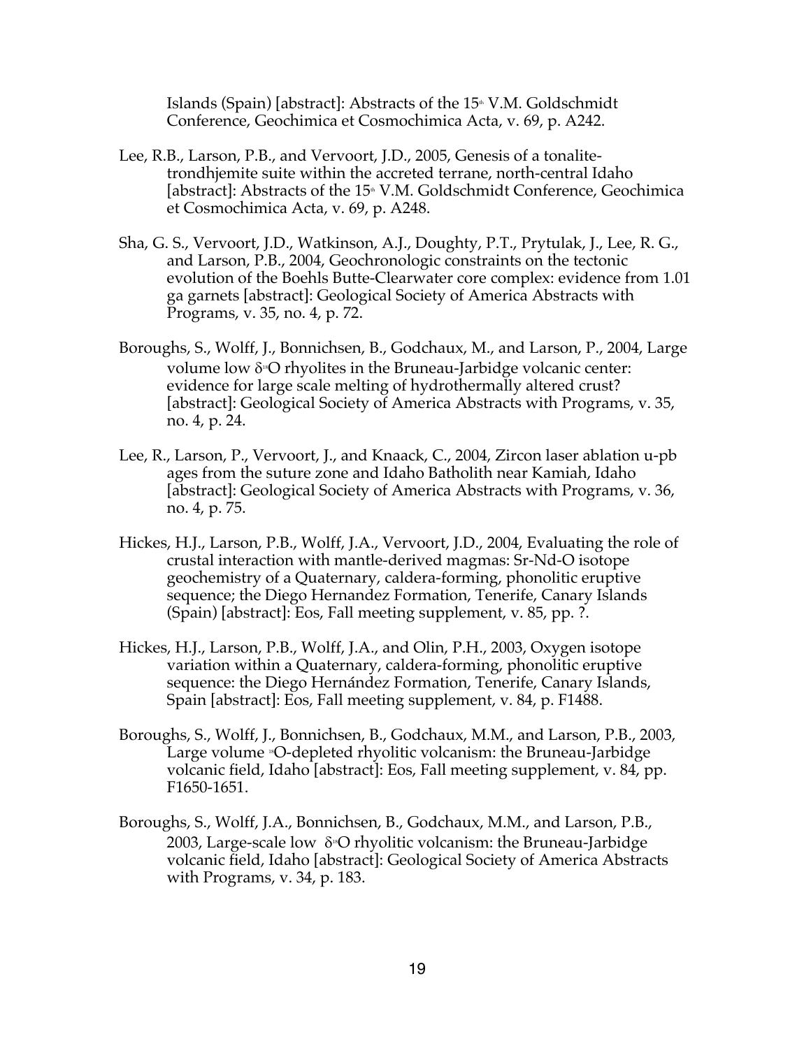Islands (Spain) [abstract]: Abstracts of the 15[th] V.M. Goldschmidt Conference, Geochimica et Cosmochimica Acta, v. 69, p. A242.

Lee, R.B., Larson, P.B., and Vervoort, J.D., 2005, Genesis of a tonalite-trondhjemite suite within the accreted terrane, north-central Idaho [abstract]: Abstracts of the 15[th] V.M. Goldschmidt Conference, Geochimica et Cosmochimica Acta, v. 69, p. A248.

Sha, G. S., Vervoort, J.D., Watkinson, A.J., Doughty, P.T., Prytulak, J., Lee, R. G., and Larson, P.B., 2004, Geochronologic constraints on the tectonic evolution of the Boehls Butte-Clearwater core complex: evidence from 1.01 ga garnets [abstract]: Geological Society of America Abstracts with Programs, v. 35, no. 4, p. 72.

Boroughs, S., Wolff, J., Bonnichsen, B., Godchaux, M., and Larson, P., 2004, Large volume low $\delta^{18}O$ rhyolites in the Bruneau-Jarbidge volcanic center: evidence for large scale melting of hydrothermally altered crust? [abstract]: Geological Society of America Abstracts with Programs, v. 35, no. 4, p. 24.

Lee, R., Larson, P., Vervoort, J., and Knaack, C., 2004, Zircon laser ablation u-pb ages from the suture zone and Idaho Batholith near Kamiah, Idaho [abstract]: Geological Society of America Abstracts with Programs, v. 36, no. 4, p. 75.

Hickes, H.J., Larson, P.B., Wolff, J.A., Vervoort, J.D., 2004, Evaluating the role of crustal interaction with mantle-derived magmas: Sr-Nd-O isotope geochemistry of a Quaternary, caldera-forming, phonolitic eruptive sequence; the Diego Hernandez Formation, Tenerife, Canary Islands (Spain) [abstract]: Eos, Fall meeting supplement, v. 85, pp. ?.

Hickes, H.J., Larson, P.B., Wolff, J.A., and Olin, P.H., 2003, Oxygen isotope variation within a Quaternary, caldera-forming, phonolitic eruptive sequence: the Diego Hernández Formation, Tenerife, Canary Islands, Spain [abstract]: Eos, Fall meeting supplement, v. 84, p. F1488.

Boroughs, S., Wolff, J., Bonnichsen, B., Godchaux, M.M., and Larson, P.B., 2003, Large volume $^{18}O$-depleted rhyolitic volcanism: the Bruneau-Jarbidge volcanic field, Idaho [abstract]: Eos, Fall meeting supplement, v. 84, pp. F1650-1651.

Boroughs, S., Wolff, J.A., Bonnichsen, B., Godchaux, M.M., and Larson, P.B., 2003, Large-scale low $\delta^{18}O$ rhyolitic volcanism: the Bruneau-Jarbidge volcanic field, Idaho [abstract]: Geological Society of America Abstracts with Programs, v. 34, p. 183.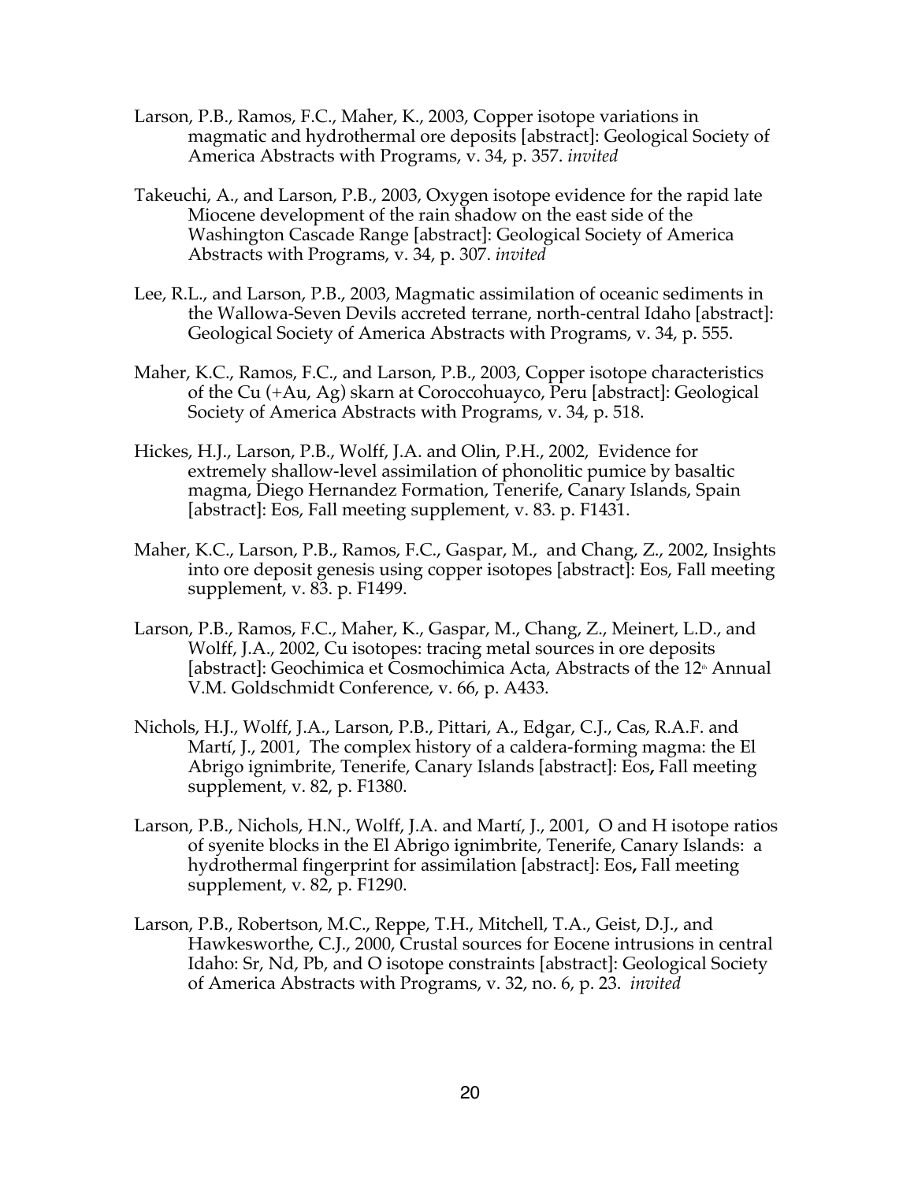Larson, P.B., Ramos, F.C., Maher, K., 2003, Copper isotope variations in magmatic and hydrothermal ore deposits [abstract]: Geological Society of America Abstracts with Programs, v. 34, p. 357. *invited*

Takeuchi, A., and Larson, P.B., 2003, Oxygen isotope evidence for the rapid late Miocene development of the rain shadow on the east side of the Washington Cascade Range [abstract]: Geological Society of America Abstracts with Programs, v. 34, p. 307. *invited*

Lee, R.L., and Larson, P.B., 2003, Magmatic assimilation of oceanic sediments in the Wallowa-Seven Devils accreted terrane, north-central Idaho [abstract]: Geological Society of America Abstracts with Programs, v. 34, p. 555.

Maher, K.C., Ramos, F.C., and Larson, P.B., 2003, Copper isotope characteristics of the Cu (+Au, Ag) skarn at Coroccohuayco, Peru [abstract]: Geological Society of America Abstracts with Programs, v. 34, p. 518.

Hickes, H.J., Larson, P.B., Wolff, J.A. and Olin, P.H., 2002, Evidence for extremely shallow-level assimilation of phonolitic pumice by basaltic magma, Diego Hernandez Formation, Tenerife, Canary Islands, Spain [abstract]: Eos, Fall meeting supplement, v. 83. p. F1431.

Maher, K.C., Larson, P.B., Ramos, F.C., Gaspar, M., and Chang, Z., 2002, Insights into ore deposit genesis using copper isotopes [abstract]: Eos, Fall meeting supplement, v. 83. p. F1499.

Larson, P.B., Ramos, F.C., Maher, K., Gaspar, M., Chang, Z., Meinert, L.D., and Wolff, J.A., 2002, Cu isotopes: tracing metal sources in ore deposits [abstract]: Geochimica et Cosmochimica Acta, Abstracts of the 12th Annual V.M. Goldschmidt Conference, v. 66, p. A433.

Nichols, H.J., Wolff, J.A., Larson, P.B., Pittari, A., Edgar, C.J., Cas, R.A.F. and Martí, J., 2001, The complex history of a caldera-forming magma: the El Abrigo ignimbrite, Tenerife, Canary Islands [abstract]: Eos**,** Fall meeting supplement, v. 82, p. F1380.

Larson, P.B., Nichols, H.N., Wolff, J.A. and Martí, J., 2001, O and H isotope ratios of syenite blocks in the El Abrigo ignimbrite, Tenerife, Canary Islands: a hydrothermal fingerprint for assimilation [abstract]: Eos**,** Fall meeting supplement, v. 82, p. F1290.

Larson, P.B., Robertson, M.C., Reppe, T.H., Mitchell, T.A., Geist, D.J., and Hawkesworthe, C.J., 2000, Crustal sources for Eocene intrusions in central Idaho: Sr, Nd, Pb, and O isotope constraints [abstract]: Geological Society of America Abstracts with Programs, v. 32, no. 6, p. 23. *invited*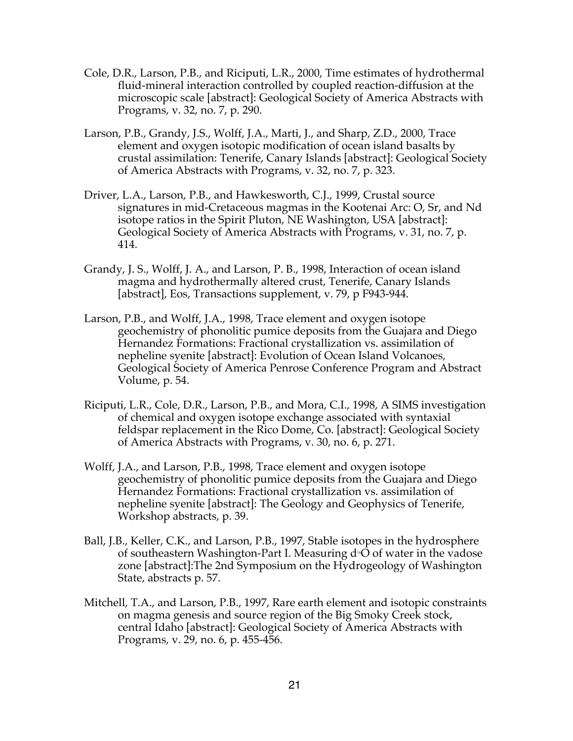Cole, D.R., Larson, P.B., and Riciputi, L.R., 2000, Time estimates of hydrothermal fluid-mineral interaction controlled by coupled reaction-diffusion at the microscopic scale [abstract]: Geological Society of America Abstracts with Programs, v. 32, no. 7, p. 290.

Larson, P.B., Grandy, J.S., Wolff, J.A., Marti, J., and Sharp, Z.D., 2000, Trace element and oxygen isotopic modification of ocean island basalts by crustal assimilation: Tenerife, Canary Islands [abstract]: Geological Society of America Abstracts with Programs, v. 32, no. 7, p. 323.

Driver, L.A., Larson, P.B., and Hawkesworth, C.J., 1999, Crustal source signatures in mid-Cretaceous magmas in the Kootenai Arc: O, Sr, and Nd isotope ratios in the Spirit Pluton, NE Washington, USA [abstract]: Geological Society of America Abstracts with Programs, v. 31, no. 7, p. 414.

Grandy, J. S., Wolff, J. A., and Larson, P. B., 1998, Interaction of ocean island magma and hydrothermally altered crust, Tenerife, Canary Islands [abstract], Eos, Transactions supplement, v. 79, p F943-944.

Larson, P.B., and Wolff, J.A., 1998, Trace element and oxygen isotope geochemistry of phonolitic pumice deposits from the Guajara and Diego Hernandez Formations: Fractional crystallization vs. assimilation of nepheline syenite [abstract]: Evolution of Ocean Island Volcanoes, Geological Society of America Penrose Conference Program and Abstract Volume, p. 54.

Riciputi, L.R., Cole, D.R., Larson, P.B., and Mora, C.I., 1998, A SIMS investigation of chemical and oxygen isotope exchange associated with syntaxial feldspar replacement in the Rico Dome, Co. [abstract]: Geological Society of America Abstracts with Programs, v. 30, no. 6, p. 271.

Wolff, J.A., and Larson, P.B., 1998, Trace element and oxygen isotope geochemistry of phonolitic pumice deposits from the Guajara and Diego Hernandez Formations: Fractional crystallization vs. assimilation of nepheline syenite [abstract]: The Geology and Geophysics of Tenerife, Workshop abstracts, p. 39.

Ball, J.B., Keller, C.K., and Larson, P.B., 1997, Stable isotopes in the hydrosphere of southeastern Washington-Part I. Measuring $d^{18}O$ of water in the vadose zone [abstract]:The 2nd Symposium on the Hydrogeology of Washington State, abstracts p. 57.

Mitchell, T.A., and Larson, P.B., 1997, Rare earth element and isotopic constraints on magma genesis and source region of the Big Smoky Creek stock, central Idaho [abstract]: Geological Society of America Abstracts with Programs, v. 29, no. 6, p. 455-456.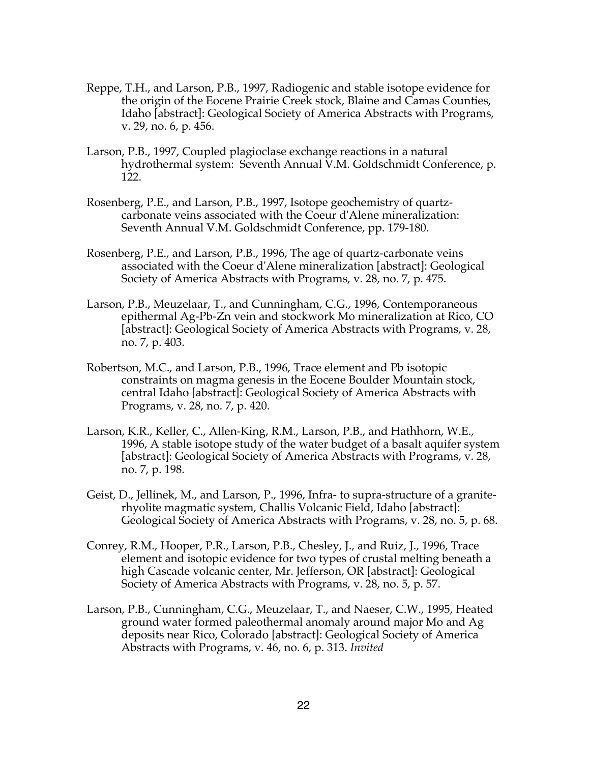Reppe, T.H., and Larson, P.B., 1997, Radiogenic and stable isotope evidence for the origin of the Eocene Prairie Creek stock, Blaine and Camas Counties, Idaho [abstract]: Geological Society of America Abstracts with Programs, v. 29, no. 6, p. 456.

Larson, P.B., 1997, Coupled plagioclase exchange reactions in a natural hydrothermal system: Seventh Annual V.M. Goldschmidt Conference, p. 122.

Rosenberg, P.E., and Larson, P.B., 1997, Isotope geochemistry of quartz-carbonate veins associated with the Coeur d'Alene mineralization: Seventh Annual V.M. Goldschmidt Conference, pp. 179-180.

Rosenberg, P.E., and Larson, P.B., 1996, The age of quartz-carbonate veins associated with the Coeur d'Alene mineralization [abstract]: Geological Society of America Abstracts with Programs, v. 28, no. 7, p. 475.

Larson, P.B., Meuzelaar, T., and Cunningham, C.G., 1996, Contemporaneous epithermal Ag-Pb-Zn vein and stockwork Mo mineralization at Rico, CO [abstract]: Geological Society of America Abstracts with Programs, v. 28, no. 7, p. 403.

Robertson, M.C., and Larson, P.B., 1996, Trace element and Pb isotopic constraints on magma genesis in the Eocene Boulder Mountain stock, central Idaho [abstract]: Geological Society of America Abstracts with Programs, v. 28, no. 7, p. 420.

Larson, K.R., Keller, C., Allen-King, R.M., Larson, P.B., and Hathhorn, W.E., 1996, A stable isotope study of the water budget of a basalt aquifer system [abstract]: Geological Society of America Abstracts with Programs, v. 28, no. 7, p. 198.

Geist, D., Jellinek, M., and Larson, P., 1996, Infra- to supra-structure of a granite-rhyolite magmatic system, Challis Volcanic Field, Idaho [abstract]: Geological Society of America Abstracts with Programs, v. 28, no. 5, p. 68.

Conrey, R.M., Hooper, P.R., Larson, P.B., Chesley, J., and Ruiz, J., 1996, Trace element and isotopic evidence for two types of crustal melting beneath a high Cascade volcanic center, Mr. Jefferson, OR [abstract]: Geological Society of America Abstracts with Programs, v. 28, no. 5, p. 57.

Larson, P.B., Cunningham, C.G., Meuzelaar, T., and Naeser, C.W., 1995, Heated ground water formed paleothermal anomaly around major Mo and Ag deposits near Rico, Colorado [abstract]: Geological Society of America Abstracts with Programs, v. 46, no. 6, p. 313. *Invited*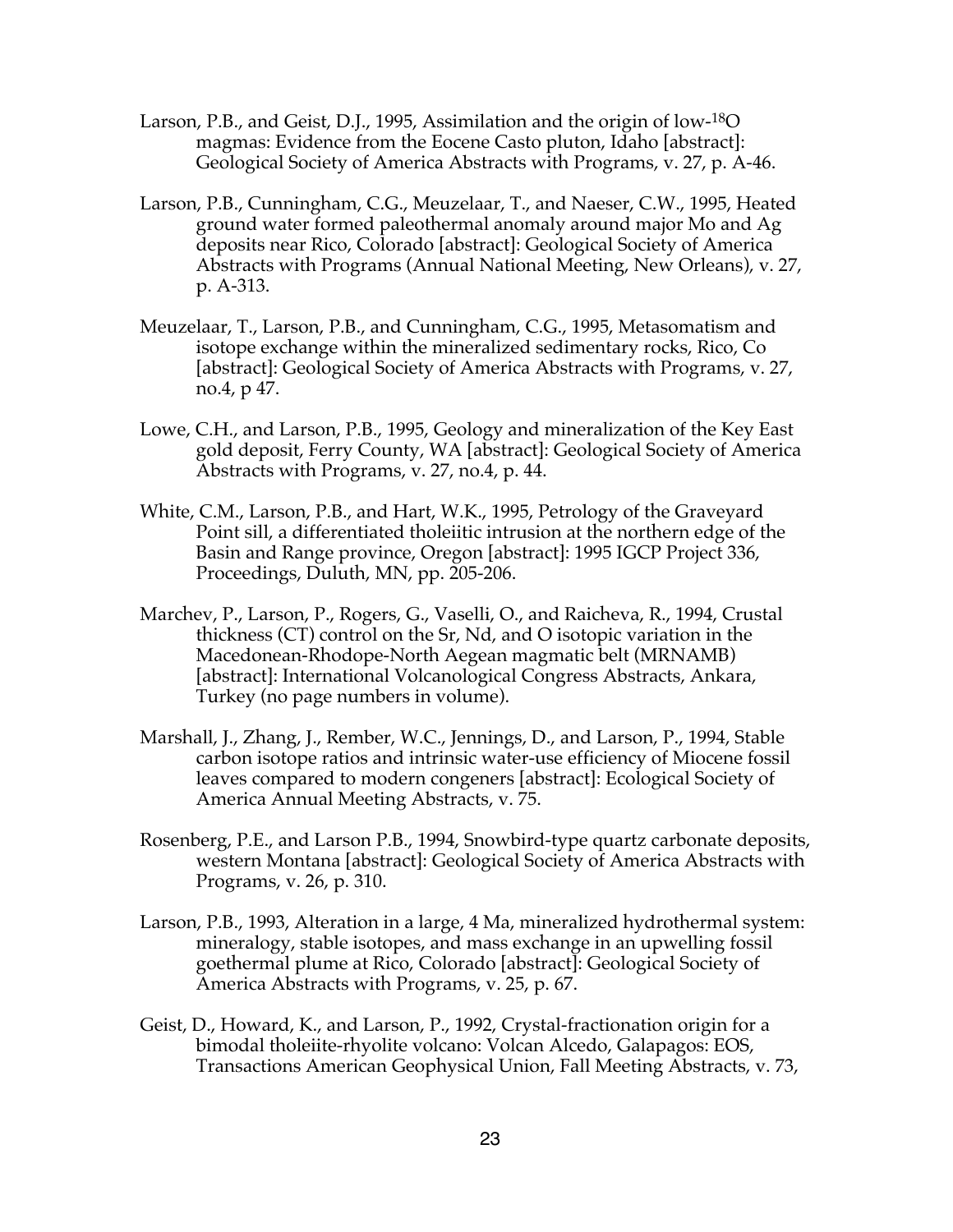Larson, P.B., and Geist, D.J., 1995, Assimilation and the origin of low-$^{18}O$ magmas: Evidence from the Eocene Casto pluton, Idaho [abstract]: Geological Society of America Abstracts with Programs, v. 27, p. A-46.

Larson, P.B., Cunningham, C.G., Meuzelaar, T., and Naeser, C.W., 1995, Heated ground water formed paleothermal anomaly around major Mo and Ag deposits near Rico, Colorado [abstract]: Geological Society of America Abstracts with Programs (Annual National Meeting, New Orleans), v. 27, p. A-313.

Meuzelaar, T., Larson, P.B., and Cunningham, C.G., 1995, Metasomatism and isotope exchange within the mineralized sedimentary rocks, Rico, Co [abstract]: Geological Society of America Abstracts with Programs, v. 27, no.4, p 47.

Lowe, C.H., and Larson, P.B., 1995, Geology and mineralization of the Key East gold deposit, Ferry County, WA [abstract]: Geological Society of America Abstracts with Programs, v. 27, no.4, p. 44.

White, C.M., Larson, P.B., and Hart, W.K., 1995, Petrology of the Graveyard Point sill, a differentiated tholeiitic intrusion at the northern edge of the Basin and Range province, Oregon [abstract]: 1995 IGCP Project 336, Proceedings, Duluth, MN, pp. 205-206.

Marchev, P., Larson, P., Rogers, G., Vaselli, O., and Raicheva, R., 1994, Crustal thickness (CT) control on the Sr, Nd, and O isotopic variation in the Macedonean-Rhodope-North Aegean magmatic belt (MRNAMB) [abstract]: International Volcanological Congress Abstracts, Ankara, Turkey (no page numbers in volume).

Marshall, J., Zhang, J., Rember, W.C., Jennings, D., and Larson, P., 1994, Stable carbon isotope ratios and intrinsic water-use efficiency of Miocene fossil leaves compared to modern congeners [abstract]: Ecological Society of America Annual Meeting Abstracts, v. 75.

Rosenberg, P.E., and Larson P.B., 1994, Snowbird-type quartz carbonate deposits, western Montana [abstract]: Geological Society of America Abstracts with Programs, v. 26, p. 310.

Larson, P.B., 1993, Alteration in a large, 4 Ma, mineralized hydrothermal system: mineralogy, stable isotopes, and mass exchange in an upwelling fossil goethermal plume at Rico, Colorado [abstract]: Geological Society of America Abstracts with Programs, v. 25, p. 67.

Geist, D., Howard, K., and Larson, P., 1992, Crystal-fractionation origin for a bimodal tholeiite-rhyolite volcano: Volcan Alcedo, Galapagos: EOS, Transactions American Geophysical Union, Fall Meeting Abstracts, v. 73,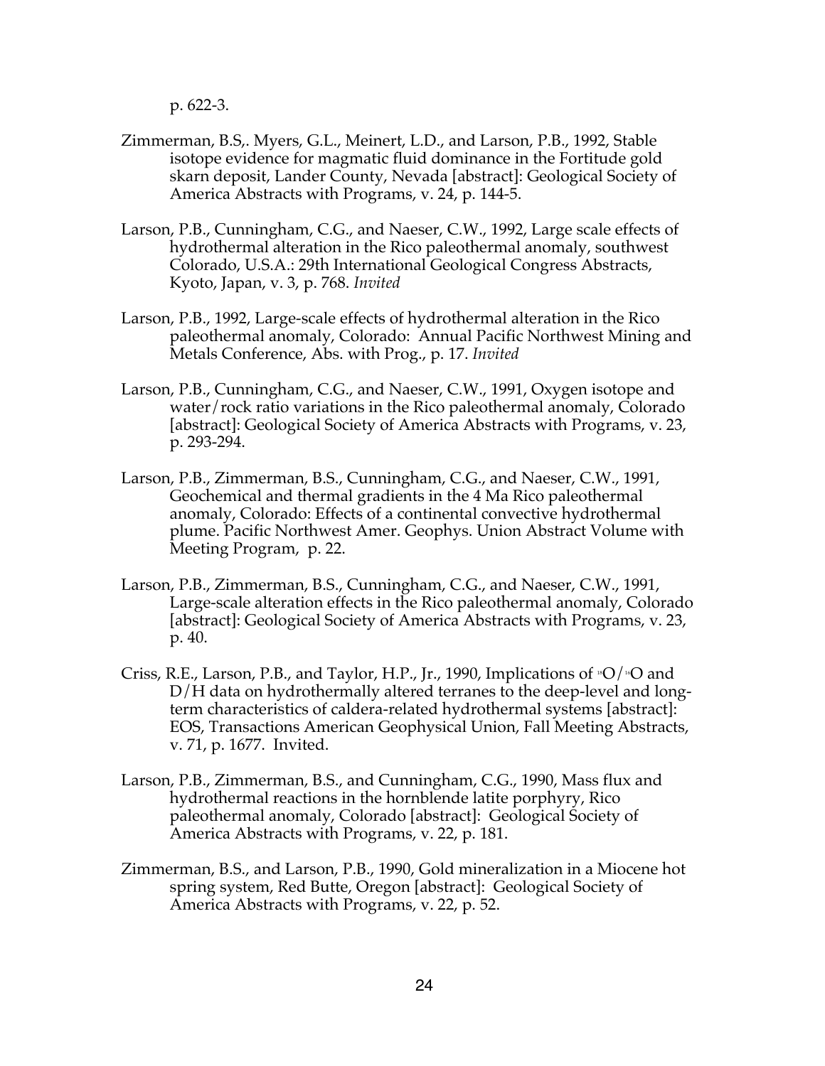p. 622-3.

Zimmerman, B.S,. Myers, G.L., Meinert, L.D., and Larson, P.B., 1992, Stable isotope evidence for magmatic fluid dominance in the Fortitude gold skarn deposit, Lander County, Nevada [abstract]: Geological Society of America Abstracts with Programs, v. 24, p. 144-5.

Larson, P.B., Cunningham, C.G., and Naeser, C.W., 1992, Large scale effects of hydrothermal alteration in the Rico paleothermal anomaly, southwest Colorado, U.S.A.: 29th International Geological Congress Abstracts, Kyoto, Japan, v. 3, p. 768. *Invited*

Larson, P.B., 1992, Large-scale effects of hydrothermal alteration in the Rico paleothermal anomaly, Colorado: Annual Pacific Northwest Mining and Metals Conference, Abs. with Prog., p. 17. *Invited*

Larson, P.B., Cunningham, C.G., and Naeser, C.W., 1991, Oxygen isotope and water/rock ratio variations in the Rico paleothermal anomaly, Colorado [abstract]: Geological Society of America Abstracts with Programs, v. 23, p. 293-294.

Larson, P.B., Zimmerman, B.S., Cunningham, C.G., and Naeser, C.W., 1991, Geochemical and thermal gradients in the 4 Ma Rico paleothermal anomaly, Colorado: Effects of a continental convective hydrothermal plume. Pacific Northwest Amer. Geophys. Union Abstract Volume with Meeting Program, p. 22.

Larson, P.B., Zimmerman, B.S., Cunningham, C.G., and Naeser, C.W., 1991, Large-scale alteration effects in the Rico paleothermal anomaly, Colorado [abstract]: Geological Society of America Abstracts with Programs, v. 23, p. 40.

Criss, R.E., Larson, P.B., and Taylor, H.P., Jr., 1990, Implications of $^{18}O/^{16}O$ and D/H data on hydrothermally altered terranes to the deep-level and long-term characteristics of caldera-related hydrothermal systems [abstract]: EOS, Transactions American Geophysical Union, Fall Meeting Abstracts, v. 71, p. 1677. Invited.

Larson, P.B., Zimmerman, B.S., and Cunningham, C.G., 1990, Mass flux and hydrothermal reactions in the hornblende latite porphyry, Rico paleothermal anomaly, Colorado [abstract]: Geological Society of America Abstracts with Programs, v. 22, p. 181.

Zimmerman, B.S., and Larson, P.B., 1990, Gold mineralization in a Miocene hot spring system, Red Butte, Oregon [abstract]: Geological Society of America Abstracts with Programs, v. 22, p. 52.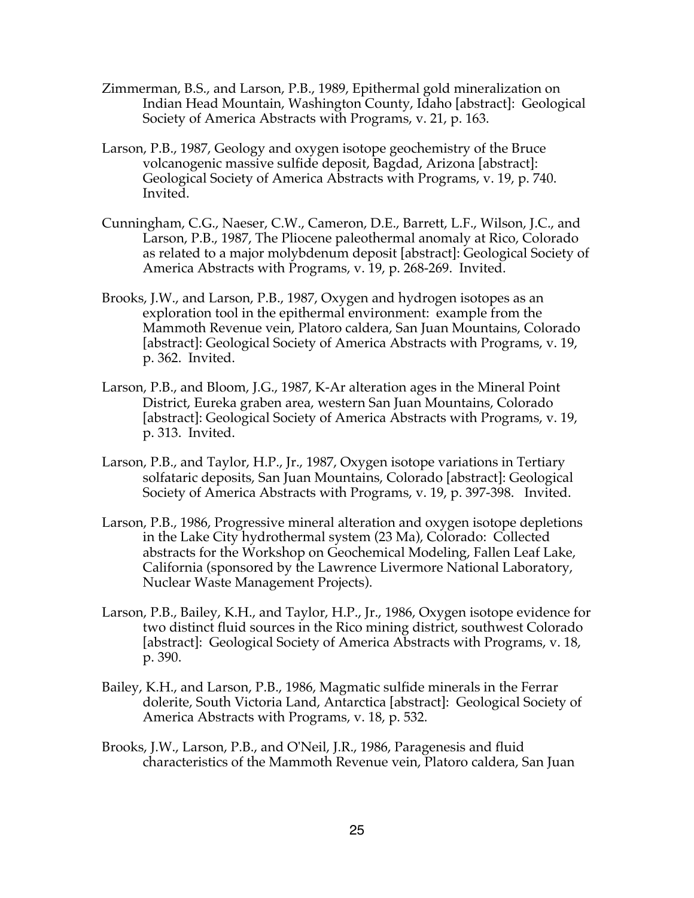Zimmerman, B.S., and Larson, P.B., 1989, Epithermal gold mineralization on Indian Head Mountain, Washington County, Idaho [abstract]: Geological Society of America Abstracts with Programs, v. 21, p. 163.

Larson, P.B., 1987, Geology and oxygen isotope geochemistry of the Bruce volcanogenic massive sulfide deposit, Bagdad, Arizona [abstract]: Geological Society of America Abstracts with Programs, v. 19, p. 740. Invited.

Cunningham, C.G., Naeser, C.W., Cameron, D.E., Barrett, L.F., Wilson, J.C., and Larson, P.B., 1987, The Pliocene paleothermal anomaly at Rico, Colorado as related to a major molybdenum deposit [abstract]: Geological Society of America Abstracts with Programs, v. 19, p. 268-269. Invited.

Brooks, J.W., and Larson, P.B., 1987, Oxygen and hydrogen isotopes as an exploration tool in the epithermal environment: example from the Mammoth Revenue vein, Platoro caldera, San Juan Mountains, Colorado [abstract]: Geological Society of America Abstracts with Programs, v. 19, p. 362. Invited.

Larson, P.B., and Bloom, J.G., 1987, K-Ar alteration ages in the Mineral Point District, Eureka graben area, western San Juan Mountains, Colorado [abstract]: Geological Society of America Abstracts with Programs, v. 19, p. 313. Invited.

Larson, P.B., and Taylor, H.P., Jr., 1987, Oxygen isotope variations in Tertiary solfataric deposits, San Juan Mountains, Colorado [abstract]: Geological Society of America Abstracts with Programs, v. 19, p. 397-398. Invited.

Larson, P.B., 1986, Progressive mineral alteration and oxygen isotope depletions in the Lake City hydrothermal system (23 Ma), Colorado: Collected abstracts for the Workshop on Geochemical Modeling, Fallen Leaf Lake, California (sponsored by the Lawrence Livermore National Laboratory, Nuclear Waste Management Projects).

Larson, P.B., Bailey, K.H., and Taylor, H.P., Jr., 1986, Oxygen isotope evidence for two distinct fluid sources in the Rico mining district, southwest Colorado [abstract]: Geological Society of America Abstracts with Programs, v. 18, p. 390.

Bailey, K.H., and Larson, P.B., 1986, Magmatic sulfide minerals in the Ferrar dolerite, South Victoria Land, Antarctica [abstract]: Geological Society of America Abstracts with Programs, v. 18, p. 532.

Brooks, J.W., Larson, P.B., and O'Neil, J.R., 1986, Paragenesis and fluid characteristics of the Mammoth Revenue vein, Platoro caldera, San Juan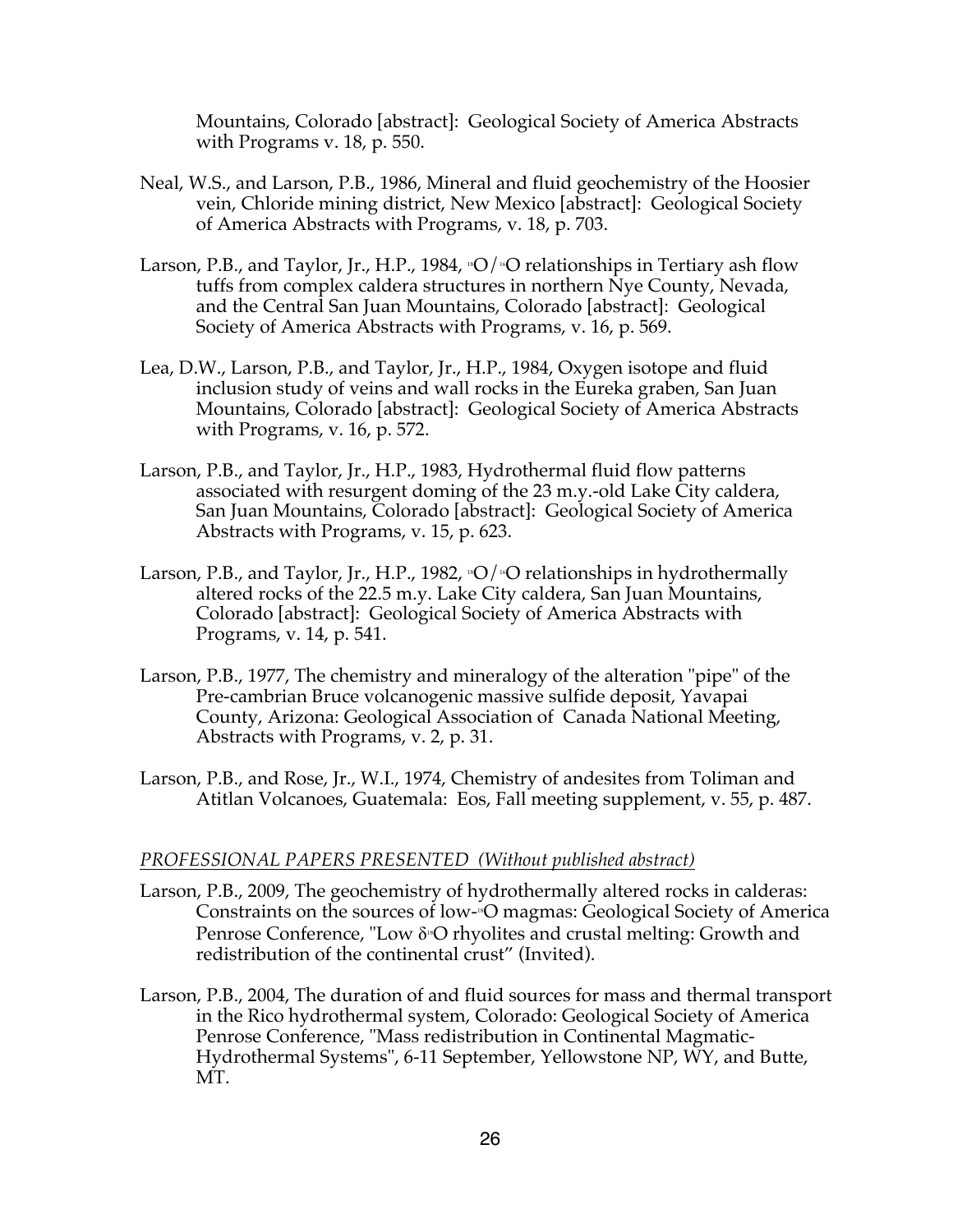Mountains, Colorado [abstract]: Geological Society of America Abstracts with Programs v. 18, p. 550.

Neal, W.S., and Larson, P.B., 1986, Mineral and fluid geochemistry of the Hoosier vein, Chloride mining district, New Mexico [abstract]: Geological Society of America Abstracts with Programs, v. 18, p. 703.

Larson, P.B., and Taylor, Jr., H.P., 1984, $^{18}O/^{16}O$ relationships in Tertiary ash flow tuffs from complex caldera structures in northern Nye County, Nevada, and the Central San Juan Mountains, Colorado [abstract]: Geological Society of America Abstracts with Programs, v. 16, p. 569.

Lea, D.W., Larson, P.B., and Taylor, Jr., H.P., 1984, Oxygen isotope and fluid inclusion study of veins and wall rocks in the Eureka graben, San Juan Mountains, Colorado [abstract]: Geological Society of America Abstracts with Programs, v. 16, p. 572.

Larson, P.B., and Taylor, Jr., H.P., 1983, Hydrothermal fluid flow patterns associated with resurgent doming of the 23 m.y.-old Lake City caldera, San Juan Mountains, Colorado [abstract]: Geological Society of America Abstracts with Programs, v. 15, p. 623.

Larson, P.B., and Taylor, Jr., H.P., 1982, $^{18}O/^{16}O$ relationships in hydrothermally altered rocks of the 22.5 m.y. Lake City caldera, San Juan Mountains, Colorado [abstract]: Geological Society of America Abstracts with Programs, v. 14, p. 541.

Larson, P.B., 1977, The chemistry and mineralogy of the alteration "pipe" of the Pre-cambrian Bruce volcanogenic massive sulfide deposit, Yavapai County, Arizona: Geological Association of Canada National Meeting, Abstracts with Programs, v. 2, p. 31.

Larson, P.B., and Rose, Jr., W.I., 1974, Chemistry of andesites from Toliman and Atitlan Volcanoes, Guatemala: Eos, Fall meeting supplement, v. 55, p. 487.

*PROFESSIONAL PAPERS PRESENTED (Without published abstract)*

Larson, P.B., 2009, The geochemistry of hydrothermally altered rocks in calderas: Constraints on the sources of low-$^{18}O$ magmas: Geological Society of America Penrose Conference, "Low $\delta^{18}O$ rhyolites and crustal melting: Growth and redistribution of the continental crust" (Invited).

Larson, P.B., 2004, The duration of and fluid sources for mass and thermal transport in the Rico hydrothermal system, Colorado: Geological Society of America Penrose Conference, "Mass redistribution in Continental Magmatic-Hydrothermal Systems", 6-11 September, Yellowstone NP, WY, and Butte, MT.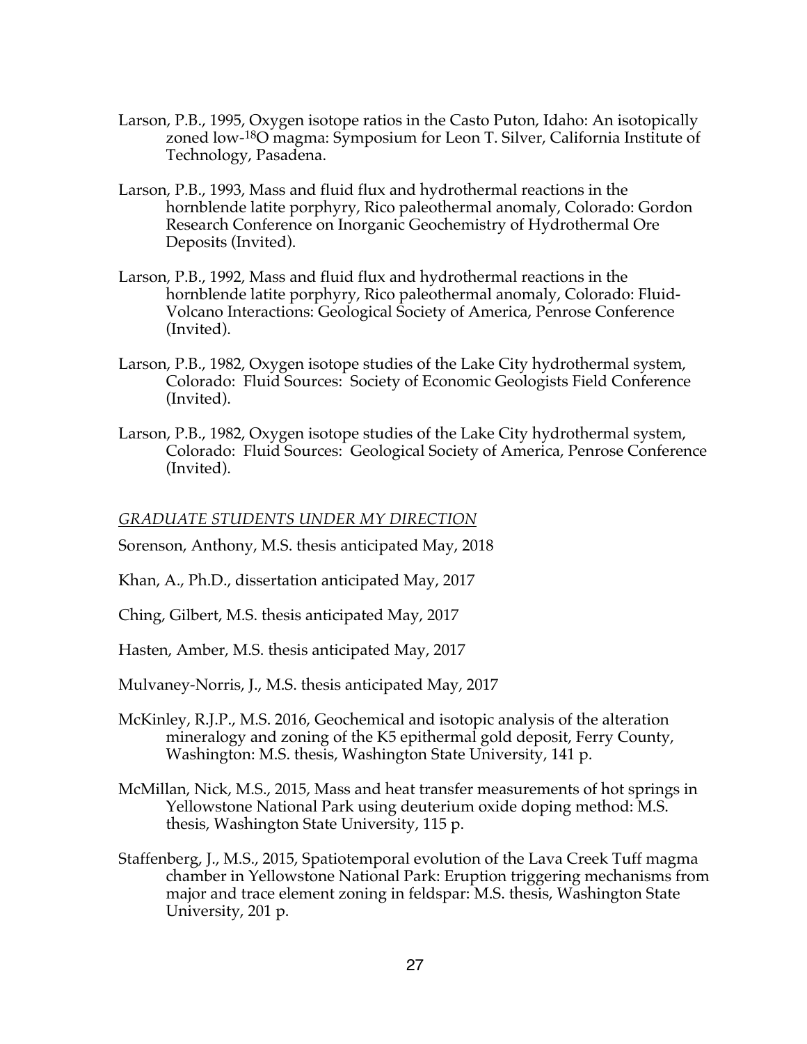Larson, P.B., 1995, Oxygen isotope ratios in the Casto Puton, Idaho: An isotopically zoned low-$^{18}O$ magma: Symposium for Leon T. Silver, California Institute of Technology, Pasadena.

Larson, P.B., 1993, Mass and fluid flux and hydrothermal reactions in the hornblende latite porphyry, Rico paleothermal anomaly, Colorado: Gordon Research Conference on Inorganic Geochemistry of Hydrothermal Ore Deposits (Invited).

Larson, P.B., 1992, Mass and fluid flux and hydrothermal reactions in the hornblende latite porphyry, Rico paleothermal anomaly, Colorado: Fluid-Volcano Interactions: Geological Society of America, Penrose Conference (Invited).

Larson, P.B., 1982, Oxygen isotope studies of the Lake City hydrothermal system, Colorado: Fluid Sources: Society of Economic Geologists Field Conference (Invited).

Larson, P.B., 1982, Oxygen isotope studies of the Lake City hydrothermal system, Colorado: Fluid Sources: Geological Society of America, Penrose Conference (Invited).

*GRADUATE STUDENTS UNDER MY DIRECTION*

Sorenson, Anthony, M.S. thesis anticipated May, 2018

Khan, A., Ph.D., dissertation anticipated May, 2017

Ching, Gilbert, M.S. thesis anticipated May, 2017

Hasten, Amber, M.S. thesis anticipated May, 2017

Mulvaney-Norris, J., M.S. thesis anticipated May, 2017

McKinley, R.J.P., M.S. 2016, Geochemical and isotopic analysis of the alteration mineralogy and zoning of the K5 epithermal gold deposit, Ferry County, Washington: M.S. thesis, Washington State University, 141 p.

McMillan, Nick, M.S., 2015, Mass and heat transfer measurements of hot springs in Yellowstone National Park using deuterium oxide doping method: M.S. thesis, Washington State University, 115 p.

Staffenberg, J., M.S., 2015, Spatiotemporal evolution of the Lava Creek Tuff magma chamber in Yellowstone National Park: Eruption triggering mechanisms from major and trace element zoning in feldspar: M.S. thesis, Washington State University, 201 p.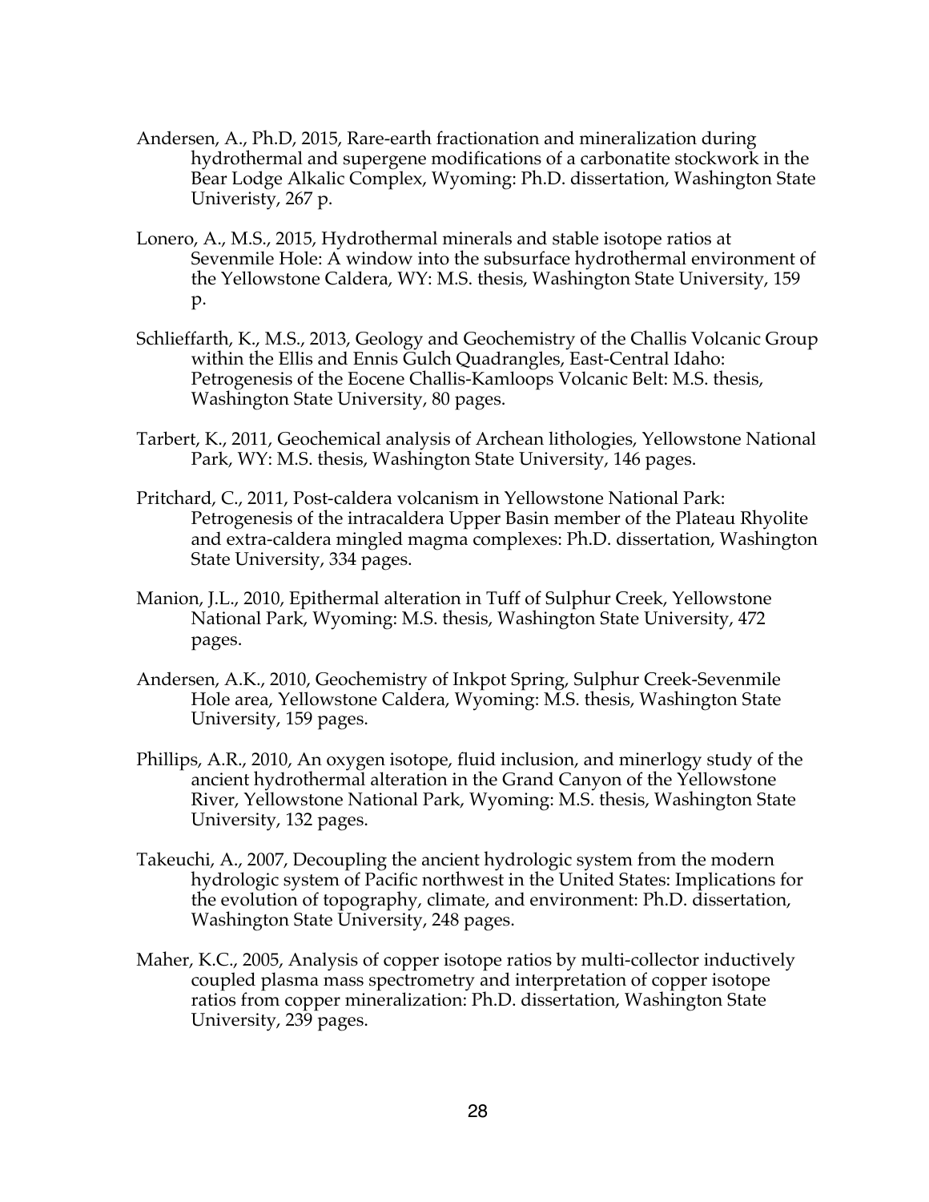Andersen, A., Ph.D, 2015, Rare-earth fractionation and mineralization during hydrothermal and supergene modifications of a carbonatite stockwork in the Bear Lodge Alkalic Complex, Wyoming: Ph.D. dissertation, Washington State Univeristy, 267 p.

Lonero, A., M.S., 2015, Hydrothermal minerals and stable isotope ratios at Sevenmile Hole: A window into the subsurface hydrothermal environment of the Yellowstone Caldera, WY: M.S. thesis, Washington State University, 159 p.

Schlieffarth, K., M.S., 2013, Geology and Geochemistry of the Challis Volcanic Group within the Ellis and Ennis Gulch Quadrangles, East-Central Idaho: Petrogenesis of the Eocene Challis-Kamloops Volcanic Belt: M.S. thesis, Washington State University, 80 pages.

Tarbert, K., 2011, Geochemical analysis of Archean lithologies, Yellowstone National Park, WY: M.S. thesis, Washington State University, 146 pages.

Pritchard, C., 2011, Post-caldera volcanism in Yellowstone National Park: Petrogenesis of the intracaldera Upper Basin member of the Plateau Rhyolite and extra-caldera mingled magma complexes: Ph.D. dissertation, Washington State University, 334 pages.

Manion, J.L., 2010, Epithermal alteration in Tuff of Sulphur Creek, Yellowstone National Park, Wyoming: M.S. thesis, Washington State University, 472 pages.

Andersen, A.K., 2010, Geochemistry of Inkpot Spring, Sulphur Creek-Sevenmile Hole area, Yellowstone Caldera, Wyoming: M.S. thesis, Washington State University, 159 pages.

Phillips, A.R., 2010, An oxygen isotope, fluid inclusion, and minerlogy study of the ancient hydrothermal alteration in the Grand Canyon of the Yellowstone River, Yellowstone National Park, Wyoming: M.S. thesis, Washington State University, 132 pages.

Takeuchi, A., 2007, Decoupling the ancient hydrologic system from the modern hydrologic system of Pacific northwest in the United States: Implications for the evolution of topography, climate, and environment: Ph.D. dissertation, Washington State University, 248 pages.

Maher, K.C., 2005, Analysis of copper isotope ratios by multi-collector inductively coupled plasma mass spectrometry and interpretation of copper isotope ratios from copper mineralization: Ph.D. dissertation, Washington State University, 239 pages.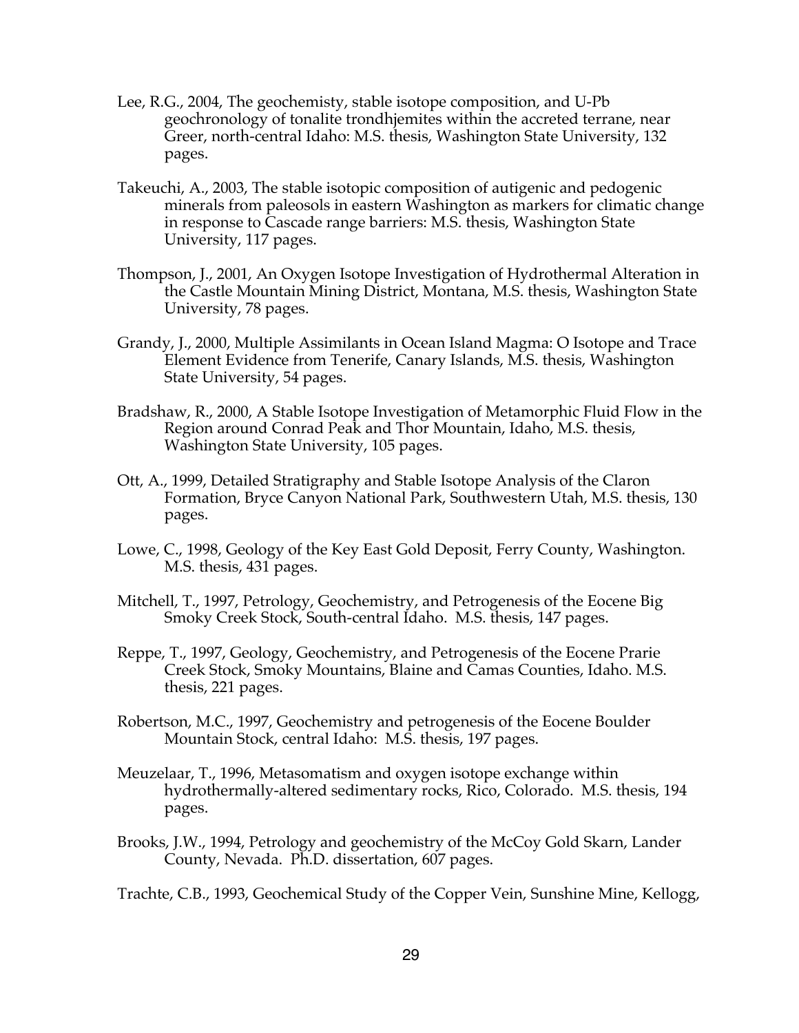Lee, R.G., 2004, The geochemisty, stable isotope composition, and U-Pb geochronology of tonalite trondhjemites within the accreted terrane, near Greer, north-central Idaho: M.S. thesis, Washington State University, 132 pages.

Takeuchi, A., 2003, The stable isotopic composition of autigenic and pedogenic minerals from paleosols in eastern Washington as markers for climatic change in response to Cascade range barriers: M.S. thesis, Washington State University, 117 pages.

Thompson, J., 2001, An Oxygen Isotope Investigation of Hydrothermal Alteration in the Castle Mountain Mining District, Montana, M.S. thesis, Washington State University, 78 pages.

Grandy, J., 2000, Multiple Assimilants in Ocean Island Magma: O Isotope and Trace Element Evidence from Tenerife, Canary Islands, M.S. thesis, Washington State University, 54 pages.

Bradshaw, R., 2000, A Stable Isotope Investigation of Metamorphic Fluid Flow in the Region around Conrad Peak and Thor Mountain, Idaho, M.S. thesis, Washington State University, 105 pages.

Ott, A., 1999, Detailed Stratigraphy and Stable Isotope Analysis of the Claron Formation, Bryce Canyon National Park, Southwestern Utah, M.S. thesis, 130 pages.

Lowe, C., 1998, Geology of the Key East Gold Deposit, Ferry County, Washington. M.S. thesis, 431 pages.

Mitchell, T., 1997, Petrology, Geochemistry, and Petrogenesis of the Eocene Big Smoky Creek Stock, South-central Idaho. M.S. thesis, 147 pages.

Reppe, T., 1997, Geology, Geochemistry, and Petrogenesis of the Eocene Prarie Creek Stock, Smoky Mountains, Blaine and Camas Counties, Idaho. M.S. thesis, 221 pages.

Robertson, M.C., 1997, Geochemistry and petrogenesis of the Eocene Boulder Mountain Stock, central Idaho: M.S. thesis, 197 pages.

Meuzelaar, T., 1996, Metasomatism and oxygen isotope exchange within hydrothermally-altered sedimentary rocks, Rico, Colorado. M.S. thesis, 194 pages.

Brooks, J.W., 1994, Petrology and geochemistry of the McCoy Gold Skarn, Lander County, Nevada. Ph.D. dissertation, 607 pages.

Trachte, C.B., 1993, Geochemical Study of the Copper Vein, Sunshine Mine, Kellogg,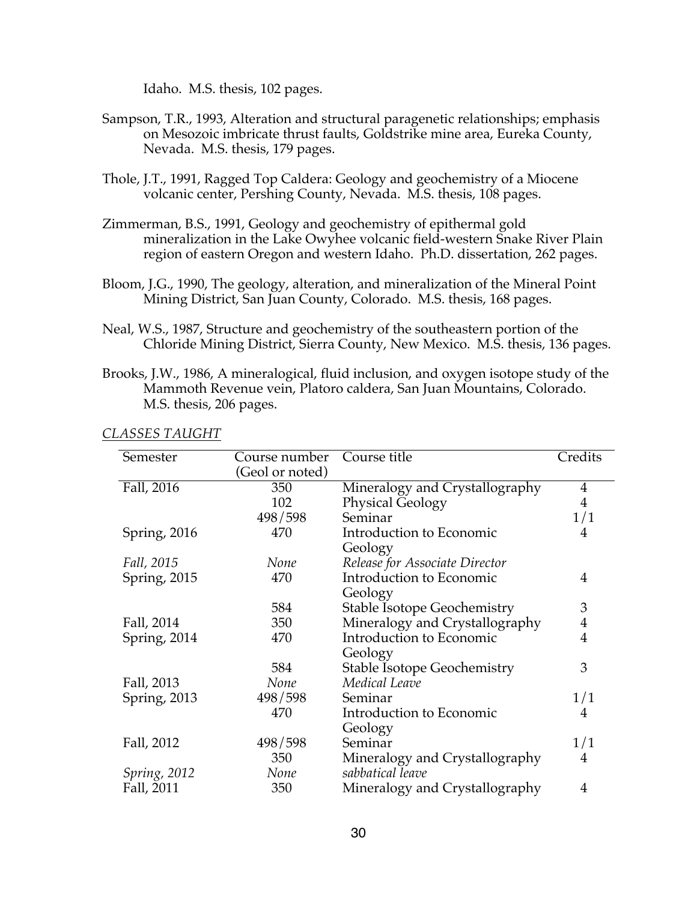Idaho. M.S. thesis, 102 pages.

Sampson, T.R., 1993, Alteration and structural paragenetic relationships; emphasis on Mesozoic imbricate thrust faults, Goldstrike mine area, Eureka County, Nevada. M.S. thesis, 179 pages.

Thole, J.T., 1991, Ragged Top Caldera: Geology and geochemistry of a Miocene volcanic center, Pershing County, Nevada. M.S. thesis, 108 pages.

Zimmerman, B.S., 1991, Geology and geochemistry of epithermal gold mineralization in the Lake Owyhee volcanic field-western Snake River Plain region of eastern Oregon and western Idaho. Ph.D. dissertation, 262 pages.

Bloom, J.G., 1990, The geology, alteration, and mineralization of the Mineral Point Mining District, San Juan County, Colorado. M.S. thesis, 168 pages.

Neal, W.S., 1987, Structure and geochemistry of the southeastern portion of the Chloride Mining District, Sierra County, New Mexico. M.S. thesis, 136 pages.

Brooks, J.W., 1986, A mineralogical, fluid inclusion, and oxygen isotope study of the Mammoth Revenue vein, Platoro caldera, San Juan Mountains, Colorado. M.S. thesis, 206 pages.

*CLASSES TAUGHT*

| Semester | Course number (Geol or noted) | Course title | Credits |
|---|---|---|---|
| Fall, 2016 | 350 | Mineralogy and Crystallography | 4 |
| | 102 | Physical Geology | 4 |
| | 498/598 | Seminar | 1/1 |
| Spring, 2016 | 470 | Introduction to Economic Geology | 4 |
| *Fall, 2015* | *None* | *Release for Associate Director* | |
| Spring, 2015 | 470 | Introduction to Economic Geology | 4 |
| | 584 | Stable Isotope Geochemistry | 3 |
| Fall, 2014 | 350 | Mineralogy and Crystallography | 4 |
| Spring, 2014 | 470 | Introduction to Economic Geology | 4 |
| | 584 | Stable Isotope Geochemistry | 3 |
| Fall, 2013 | *None* | *Medical Leave* | |
| Spring, 2013 | 498/598 | Seminar | 1/1 |
| | 470 | Introduction to Economic Geology | 4 |
| Fall, 2012 | 498/598 | Seminar | 1/1 |
| | 350 | Mineralogy and Crystallography | 4 |
| *Spring, 2012* | *None* | *sabbatical leave* | |
| Fall, 2011 | 350 | Mineralogy and Crystallography | 4 |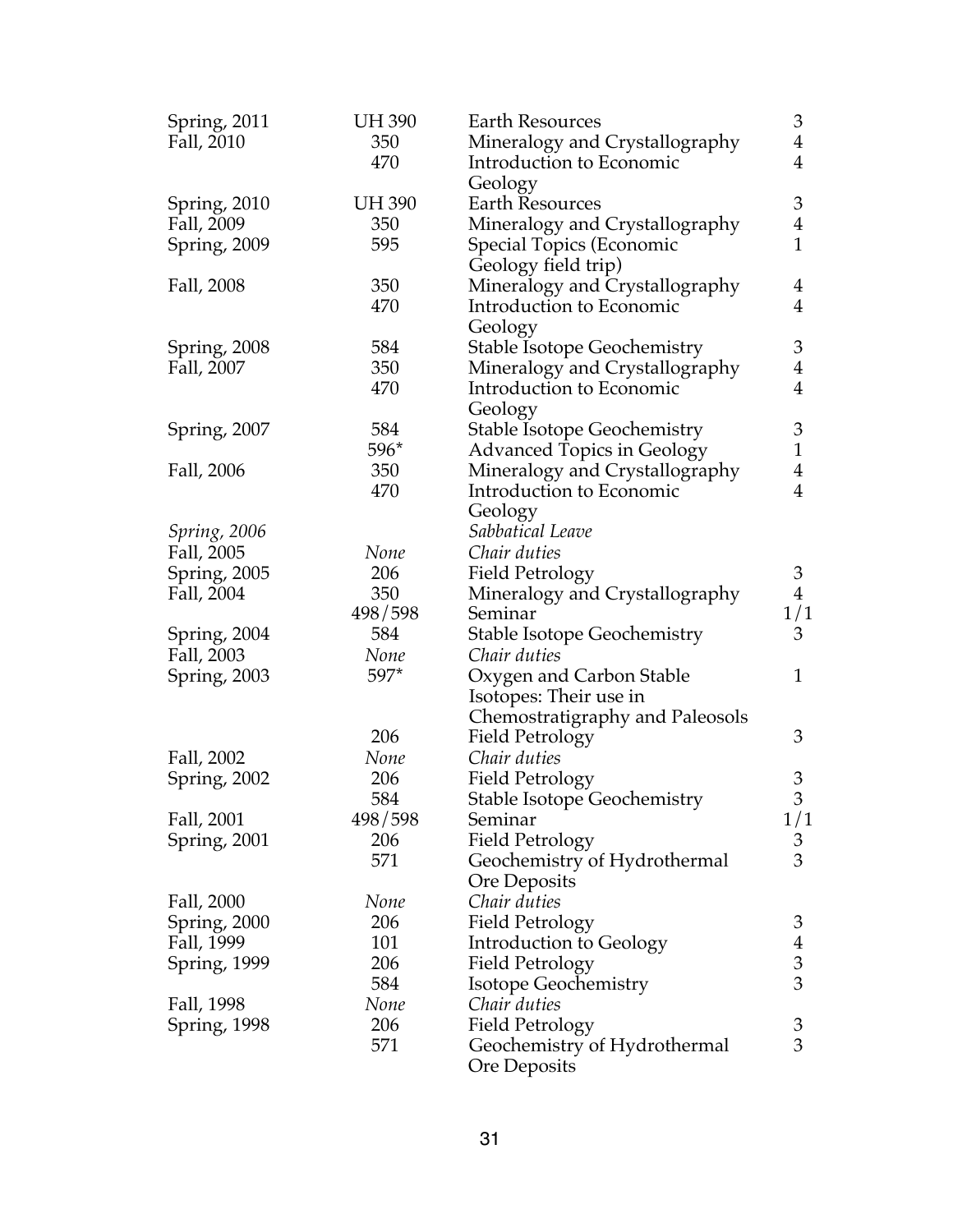| | | | |
|---|---|---|---|
| Spring, 2011 | UH 390 | Earth Resources | 3 |
| Fall, 2010 | 350 | Mineralogy and Crystallography | 4 |
| | 470 | Introduction to Economic Geology | 4 |
| Spring, 2010 | UH 390 | Earth Resources | 3 |
| Fall, 2009 | 350 | Mineralogy and Crystallography | 4 |
| Spring, 2009 | 595 | Special Topics (Economic Geology field trip) | 1 |
| Fall, 2008 | 350 | Mineralogy and Crystallography | 4 |
| | 470 | Introduction to Economic Geology | 4 |
| Spring, 2008 | 584 | Stable Isotope Geochemistry | 3 |
| Fall, 2007 | 350 | Mineralogy and Crystallography | 4 |
| | 470 | Introduction to Economic Geology | 4 |
| Spring, 2007 | 584 | Stable Isotope Geochemistry | 3 |
| | 596* | Advanced Topics in Geology | 1 |
| Fall, 2006 | 350 | Mineralogy and Crystallography | 4 |
| | 470 | Introduction to Economic Geology | 4 |
| *Spring, 2006* | | *Sabbatical Leave* | |
| Fall, 2005 | *None* | *Chair duties* | |
| Spring, 2005 | 206 | Field Petrology | 3 |
| Fall, 2004 | 350 | Mineralogy and Crystallography | 4 |
| | 498/598 | Seminar | 1/1 |
| Spring, 2004 | 584 | Stable Isotope Geochemistry | 3 |
| Fall, 2003 | *None* | *Chair duties* | |
| Spring, 2003 | 597* | Oxygen and Carbon Stable Isotopes: Their use in Chemostratigraphy and Paleosols | 1 |
| | 206 | Field Petrology | 3 |
| Fall, 2002 | *None* | *Chair duties* | |
| Spring, 2002 | 206 | Field Petrology | 3 |
| | 584 | Stable Isotope Geochemistry | 3 |
| Fall, 2001 | 498/598 | Seminar | 1/1 |
| Spring, 2001 | 206 | Field Petrology | 3 |
| | 571 | Geochemistry of Hydrothermal Ore Deposits | 3 |
| Fall, 2000 | *None* | *Chair duties* | |
| Spring, 2000 | 206 | Field Petrology | 3 |
| Fall, 1999 | 101 | Introduction to Geology | 4 |
| Spring, 1999 | 206 | Field Petrology | 3 |
| | 584 | Isotope Geochemistry | 3 |
| Fall, 1998 | *None* | *Chair duties* | |
| Spring, 1998 | 206 | Field Petrology | 3 |
| | 571 | Geochemistry of Hydrothermal Ore Deposits | 3 |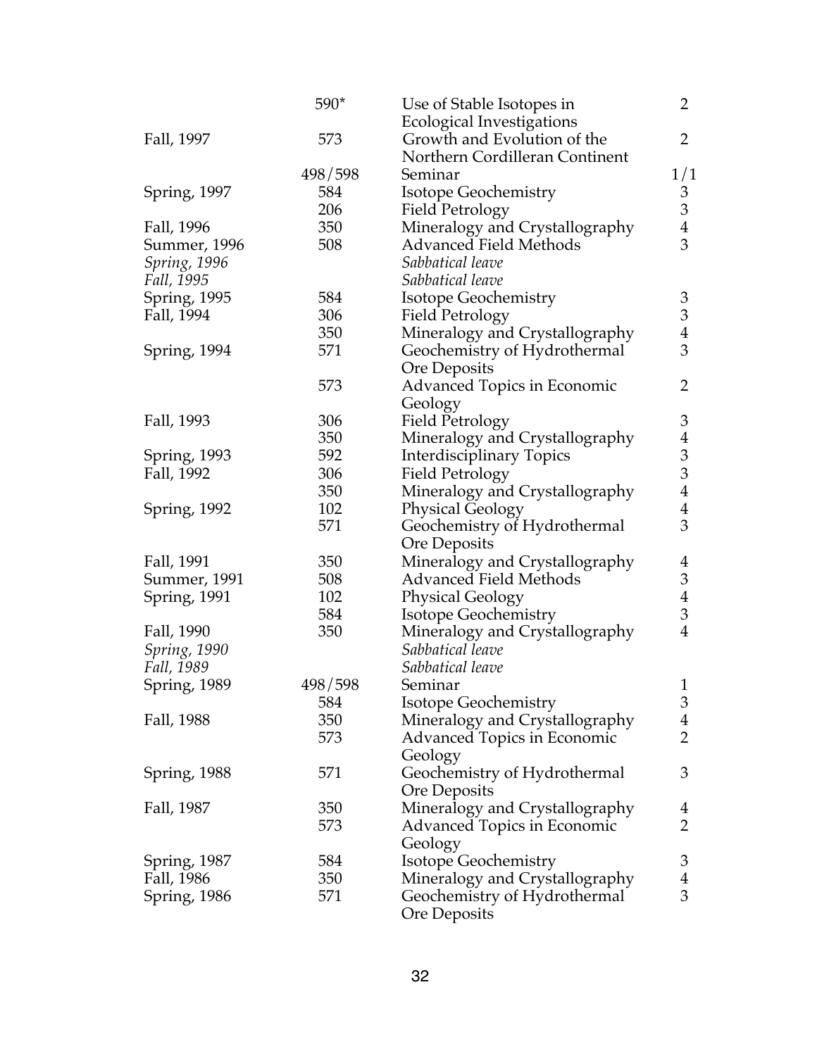| | | | |
|---|---|---|---|
| | 590* | Use of Stable Isotopes in Ecological Investigations | 2 |
| Fall, 1997 | 573 | Growth and Evolution of the Northern Cordilleran Continent | 2 |
| | 498/598 | Seminar | 1/1 |
| Spring, 1997 | 584 | Isotope Geochemistry | 3 |
| | 206 | Field Petrology | 3 |
| Fall, 1996 | 350 | Mineralogy and Crystallography | 4 |
| Summer, 1996 | 508 | Advanced Field Methods | 3 |
| *Spring, 1996* | | *Sabbatical leave* | |
| *Fall, 1995* | | *Sabbatical leave* | |
| Spring, 1995 | 584 | Isotope Geochemistry | 3 |
| Fall, 1994 | 306 | Field Petrology | 3 |
| | 350 | Mineralogy and Crystallography | 4 |
| Spring, 1994 | 571 | Geochemistry of Hydrothermal Ore Deposits | 3 |
| | 573 | Advanced Topics in Economic Geology | 2 |
| Fall, 1993 | 306 | Field Petrology | 3 |
| | 350 | Mineralogy and Crystallography | 4 |
| Spring, 1993 | 592 | Interdisciplinary Topics | 3 |
| Fall, 1992 | 306 | Field Petrology | 3 |
| | 350 | Mineralogy and Crystallography | 4 |
| Spring, 1992 | 102 | Physical Geology | 4 |
| | 571 | Geochemistry of Hydrothermal Ore Deposits | 3 |
| Fall, 1991 | 350 | Mineralogy and Crystallography | 4 |
| Summer, 1991 | 508 | Advanced Field Methods | 3 |
| Spring, 1991 | 102 | Physical Geology | 4 |
| | 584 | Isotope Geochemistry | 3 |
| Fall, 1990 | 350 | Mineralogy and Crystallography | 4 |
| *Spring, 1990* | | *Sabbatical leave* | |
| *Fall, 1989* | | *Sabbatical leave* | |
| Spring, 1989 | 498/598 | Seminar | 1 |
| | 584 | Isotope Geochemistry | 3 |
| Fall, 1988 | 350 | Mineralogy and Crystallography | 4 |
| | 573 | Advanced Topics in Economic Geology | 2 |
| Spring, 1988 | 571 | Geochemistry of Hydrothermal Ore Deposits | 3 |
| Fall, 1987 | 350 | Mineralogy and Crystallography | 4 |
| | 573 | Advanced Topics in Economic Geology | 2 |
| Spring, 1987 | 584 | Isotope Geochemistry | 3 |
| Fall, 1986 | 350 | Mineralogy and Crystallography | 4 |
| Spring, 1986 | 571 | Geochemistry of Hydrothermal Ore Deposits | 3 |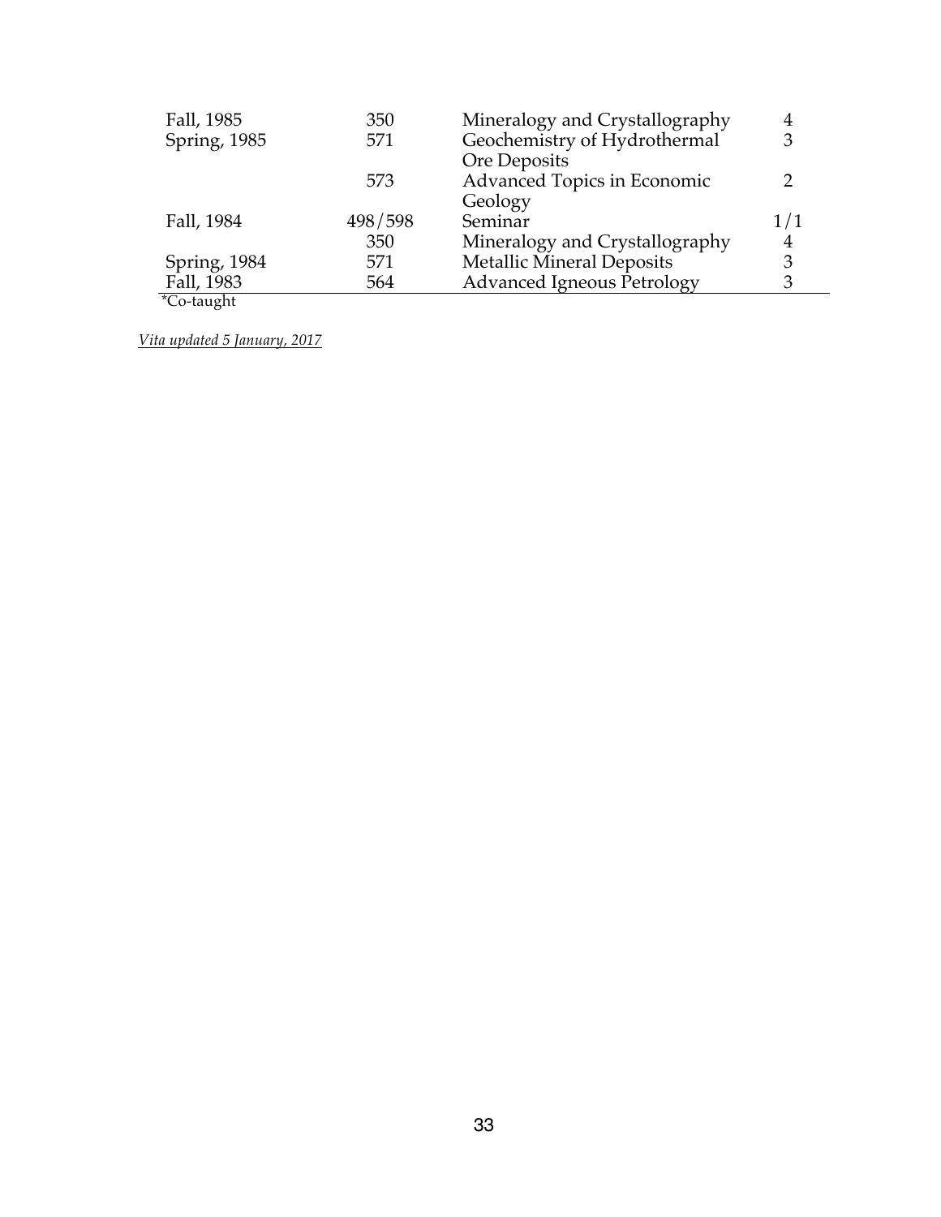| | | | |
|---|---|---|---|
| Fall, 1985 | 350 | Mineralogy and Crystallography | 4 |
| Spring, 1985 | 571 | Geochemistry of Hydrothermal Ore Deposits | 3 |
| | 573 | Advanced Topics in Economic Geology | 2 |
| Fall, 1984 | 498/598 | Seminar | 1/1 |
| | 350 | Mineralogy and Crystallography | 4 |
| Spring, 1984 | 571 | Metallic Mineral Deposits | 3 |
| Fall, 1983 | 564 | Advanced Igneous Petrology | 3 |

*Co-taught

*Vita updated 5 January, 2017*